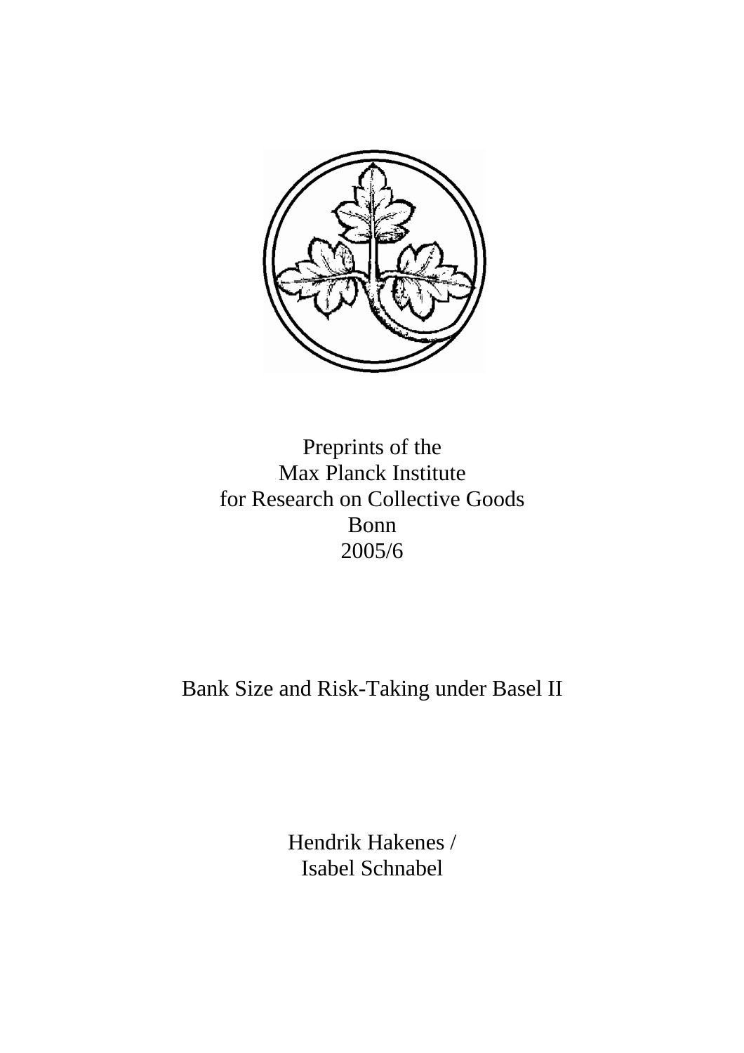Preprints of the
Max Planck Institute
for Research on Collective Goods
Bonn
2005/6

# Bank Size and Risk-Taking under Basel II

Hendrik Hakenes /
Isabel Schnabel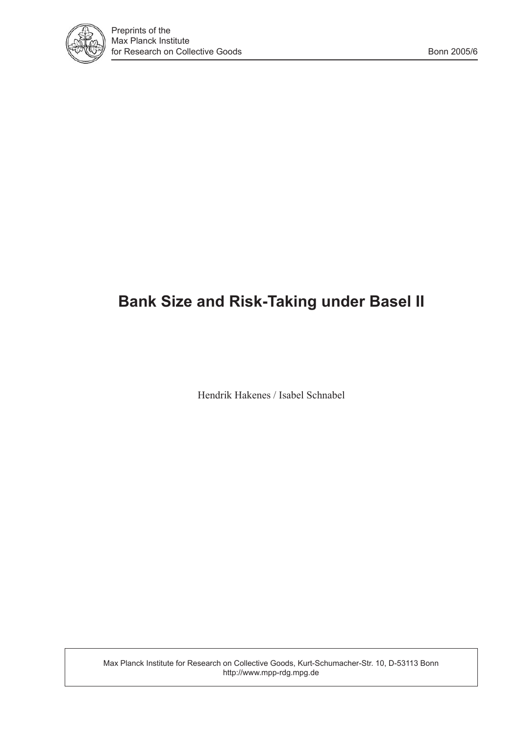# Bank Size and Risk-Taking under Basel II

Hendrik Hakenes / Isabel Schnabel

Max Planck Institute for Research on Collective Goods, Kurt-Schumacher-Str. 10, D-53113 Bonn
http://www.mpp-rdg.mpg.de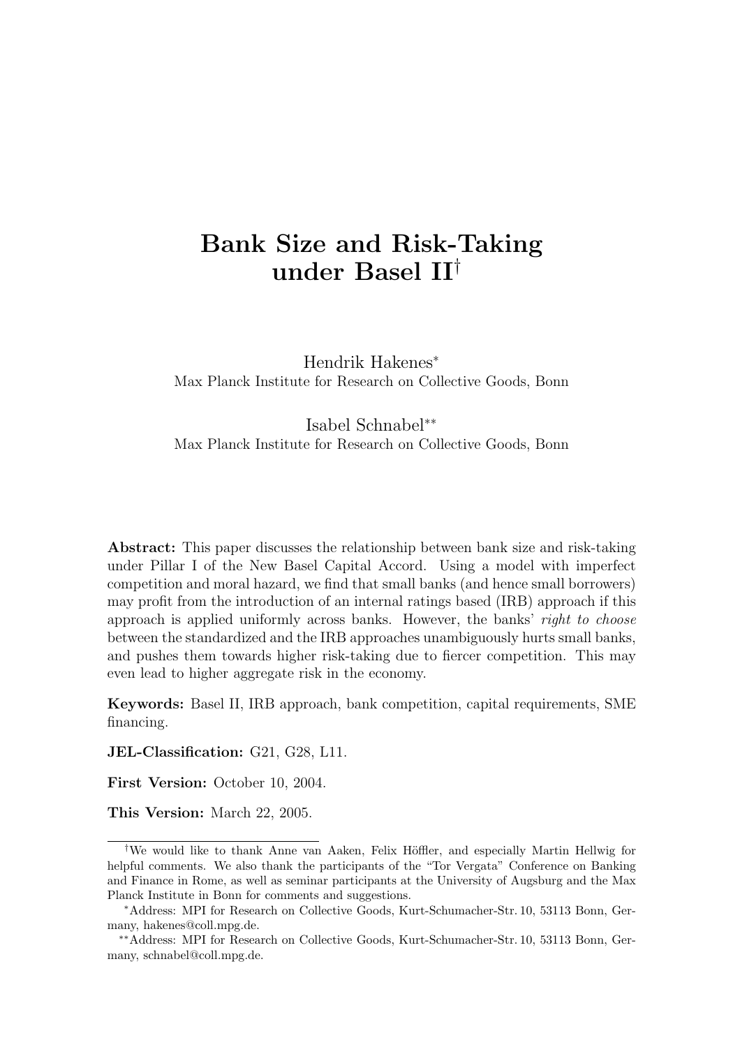# Bank Size and Risk-Taking under Basel II[†]

Hendrik Hakenes[*]
Max Planck Institute for Research on Collective Goods, Bonn

Isabel Schnabel[**]
Max Planck Institute for Research on Collective Goods, Bonn

**Abstract:** This paper discusses the relationship between bank size and risk-taking under Pillar I of the New Basel Capital Accord. Using a model with imperfect competition and moral hazard, we find that small banks (and hence small borrowers) may profit from the introduction of an internal ratings based (IRB) approach if this approach is applied uniformly across banks. However, the banks' *right to choose* between the standardized and the IRB approaches unambiguously hurts small banks, and pushes them towards higher risk-taking due to fiercer competition. This may even lead to higher aggregate risk in the economy.

**Keywords:** Basel II, IRB approach, bank competition, capital requirements, SME financing.

**JEL-Classification:** G21, G28, L11.

**First Version:** October 10, 2004.

**This Version:** March 22, 2005.

---

[†]We would like to thank Anne van Aaken, Felix Höffler, and especially Martin Hellwig for helpful comments. We also thank the participants of the "Tor Vergata" Conference on Banking and Finance in Rome, as well as seminar participants at the University of Augsburg and the Max Planck Institute in Bonn for comments and suggestions.

[*]Address: MPI for Research on Collective Goods, Kurt-Schumacher-Str. 10, 53113 Bonn, Germany, hakenes@coll.mpg.de.

[**]Address: MPI for Research on Collective Goods, Kurt-Schumacher-Str. 10, 53113 Bonn, Germany, schnabel@coll.mpg.de.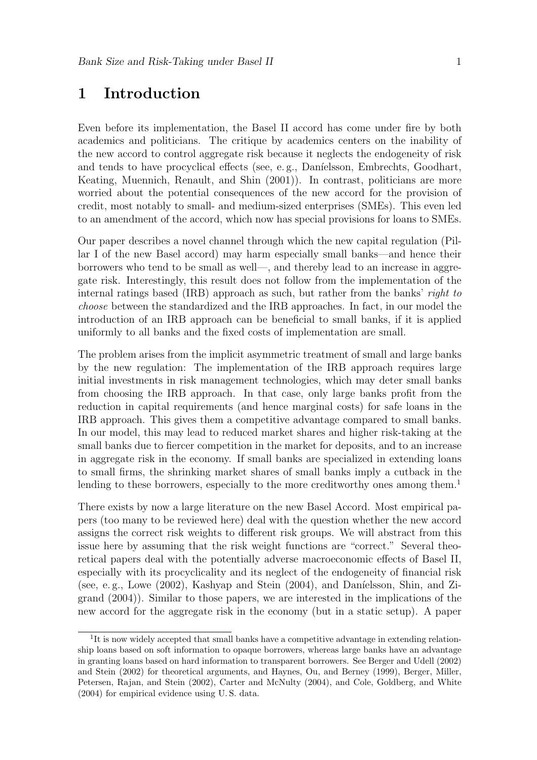# 1 Introduction

Even before its implementation, the Basel II accord has come under fire by both academics and politicians. The critique by academics centers on the inability of the new accord to control aggregate risk because it neglects the endogeneity of risk and tends to have procyclical effects (see, e. g., Daníelsson, Embrechts, Goodhart, Keating, Muennich, Renault, and Shin (2001)). In contrast, politicians are more worried about the potential consequences of the new accord for the provision of credit, most notably to small- and medium-sized enterprises (SMEs). This even led to an amendment of the accord, which now has special provisions for loans to SMEs.

Our paper describes a novel channel through which the new capital regulation (Pillar I of the new Basel accord) may harm especially small banks—and hence their borrowers who tend to be small as well—, and thereby lead to an increase in aggregate risk. Interestingly, this result does not follow from the implementation of the internal ratings based (IRB) approach as such, but rather from the banks' *right to choose* between the standardized and the IRB approaches. In fact, in our model the introduction of an IRB approach can be beneficial to small banks, if it is applied uniformly to all banks and the fixed costs of implementation are small.

The problem arises from the implicit asymmetric treatment of small and large banks by the new regulation: The implementation of the IRB approach requires large initial investments in risk management technologies, which may deter small banks from choosing the IRB approach. In that case, only large banks profit from the reduction in capital requirements (and hence marginal costs) for safe loans in the IRB approach. This gives them a competitive advantage compared to small banks. In our model, this may lead to reduced market shares and higher risk-taking at the small banks due to fiercer competition in the market for deposits, and to an increase in aggregate risk in the economy. If small banks are specialized in extending loans to small firms, the shrinking market shares of small banks imply a cutback in the lending to these borrowers, especially to the more creditworthy ones among them.[1]

There exists by now a large literature on the new Basel Accord. Most empirical papers (too many to be reviewed here) deal with the question whether the new accord assigns the correct risk weights to different risk groups. We will abstract from this issue here by assuming that the risk weight functions are "correct." Several theoretical papers deal with the potentially adverse macroeconomic effects of Basel II, especially with its procyclicality and its neglect of the endogeneity of financial risk (see, e. g., Lowe (2002), Kashyap and Stein (2004), and Daníelsson, Shin, and Zigrand (2004)). Similar to those papers, we are interested in the implications of the new accord for the aggregate risk in the economy (but in a static setup). A paper

[1] It is now widely accepted that small banks have a competitive advantage in extending relationship loans based on soft information to opaque borrowers, whereas large banks have an advantage in granting loans based on hard information to transparent borrowers. See Berger and Udell (2002) and Stein (2002) for theoretical arguments, and Haynes, Ou, and Berney (1999), Berger, Miller, Petersen, Rajan, and Stein (2002), Carter and McNulty (2004), and Cole, Goldberg, and White (2004) for empirical evidence using U. S. data.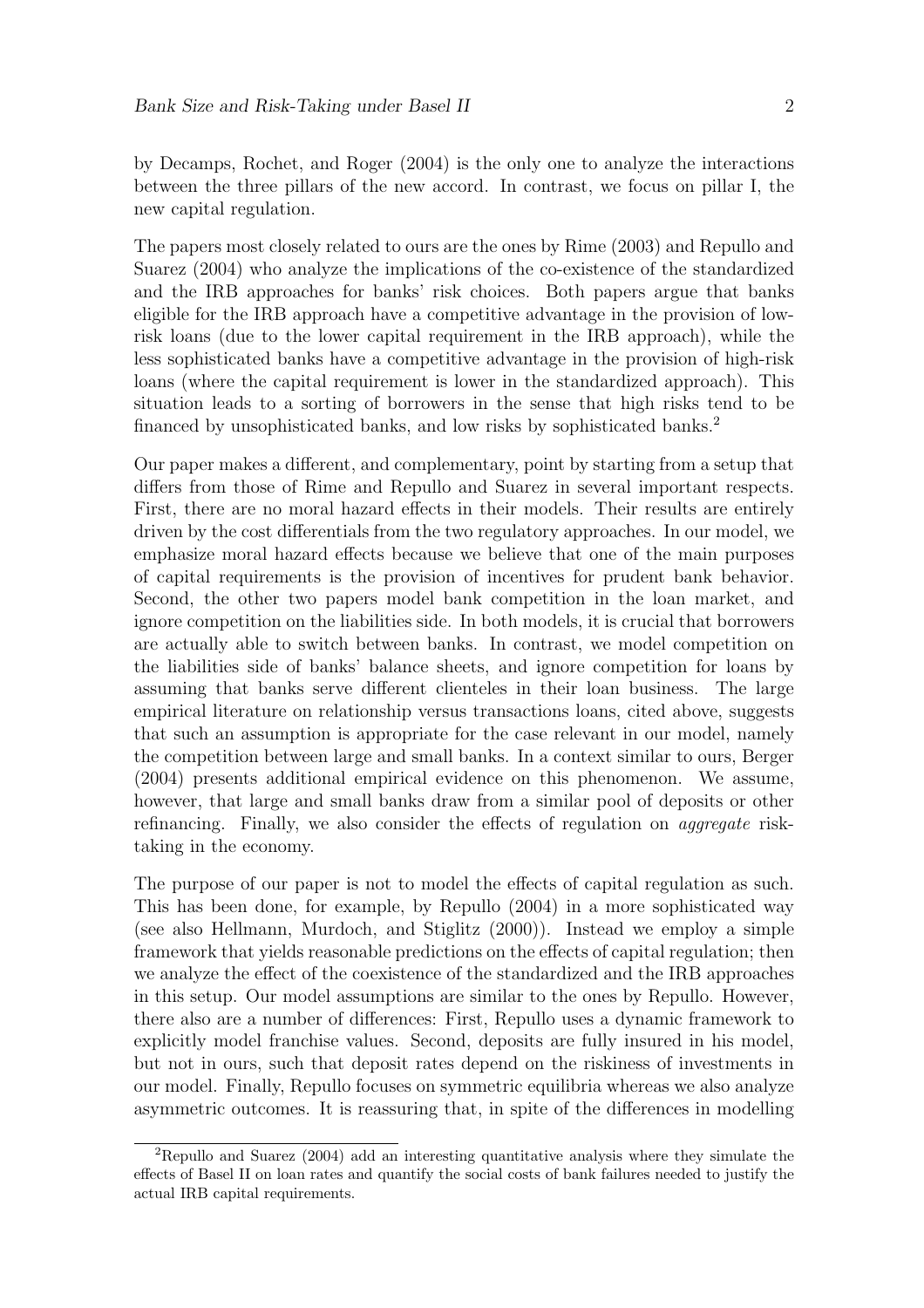by Decamps, Rochet, and Roger (2004) is the only one to analyze the interactions between the three pillars of the new accord. In contrast, we focus on pillar I, the new capital regulation.

The papers most closely related to ours are the ones by Rime (2003) and Repullo and Suarez (2004) who analyze the implications of the co-existence of the standardized and the IRB approaches for banks' risk choices. Both papers argue that banks eligible for the IRB approach have a competitive advantage in the provision of low-risk loans (due to the lower capital requirement in the IRB approach), while the less sophisticated banks have a competitive advantage in the provision of high-risk loans (where the capital requirement is lower in the standardized approach). This situation leads to a sorting of borrowers in the sense that high risks tend to be financed by unsophisticated banks, and low risks by sophisticated banks.[2]

Our paper makes a different, and complementary, point by starting from a setup that differs from those of Rime and Repullo and Suarez in several important respects. First, there are no moral hazard effects in their models. Their results are entirely driven by the cost differentials from the two regulatory approaches. In our model, we emphasize moral hazard effects because we believe that one of the main purposes of capital requirements is the provision of incentives for prudent bank behavior. Second, the other two papers model bank competition in the loan market, and ignore competition on the liabilities side. In both models, it is crucial that borrowers are actually able to switch between banks. In contrast, we model competition on the liabilities side of banks' balance sheets, and ignore competition for loans by assuming that banks serve different clienteles in their loan business. The large empirical literature on relationship versus transactions loans, cited above, suggests that such an assumption is appropriate for the case relevant in our model, namely the competition between large and small banks. In a context similar to ours, Berger (2004) presents additional empirical evidence on this phenomenon. We assume, however, that large and small banks draw from a similar pool of deposits or other refinancing. Finally, we also consider the effects of regulation on *aggregate* risk-taking in the economy.

The purpose of our paper is not to model the effects of capital regulation as such. This has been done, for example, by Repullo (2004) in a more sophisticated way (see also Hellmann, Murdoch, and Stiglitz (2000)). Instead we employ a simple framework that yields reasonable predictions on the effects of capital regulation; then we analyze the effect of the coexistence of the standardized and the IRB approaches in this setup. Our model assumptions are similar to the ones by Repullo. However, there also are a number of differences: First, Repullo uses a dynamic framework to explicitly model franchise values. Second, deposits are fully insured in his model, but not in ours, such that deposit rates depend on the riskiness of investments in our model. Finally, Repullo focuses on symmetric equilibria whereas we also analyze asymmetric outcomes. It is reassuring that, in spite of the differences in modelling

[2] Repullo and Suarez (2004) add an interesting quantitative analysis where they simulate the effects of Basel II on loan rates and quantify the social costs of bank failures needed to justify the actual IRB capital requirements.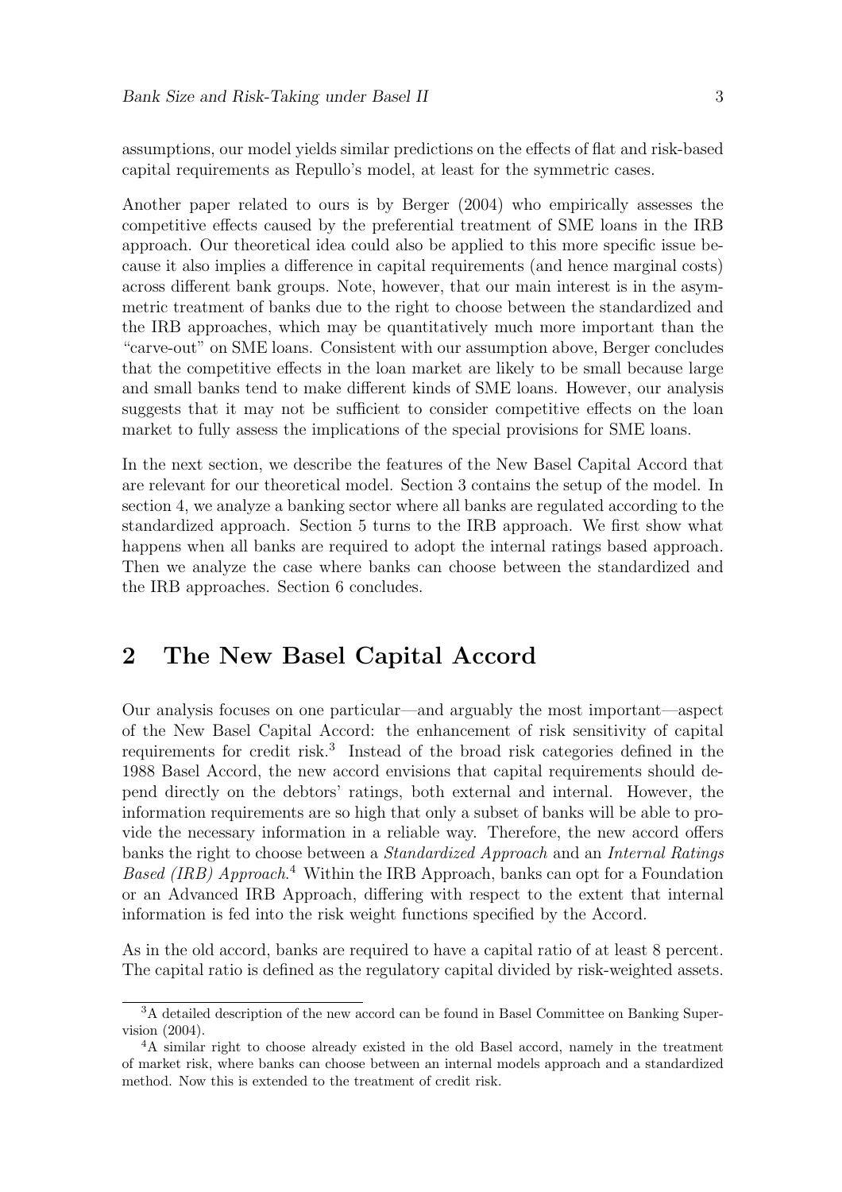assumptions, our model yields similar predictions on the effects of flat and risk-based capital requirements as Repullo's model, at least for the symmetric cases.

Another paper related to ours is by Berger (2004) who empirically assesses the competitive effects caused by the preferential treatment of SME loans in the IRB approach. Our theoretical idea could also be applied to this more specific issue because it also implies a difference in capital requirements (and hence marginal costs) across different bank groups. Note, however, that our main interest is in the asymmetric treatment of banks due to the right to choose between the standardized and the IRB approaches, which may be quantitatively much more important than the "carve-out" on SME loans. Consistent with our assumption above, Berger concludes that the competitive effects in the loan market are likely to be small because large and small banks tend to make different kinds of SME loans. However, our analysis suggests that it may not be sufficient to consider competitive effects on the loan market to fully assess the implications of the special provisions for SME loans.

In the next section, we describe the features of the New Basel Capital Accord that are relevant for our theoretical model. Section 3 contains the setup of the model. In section 4, we analyze a banking sector where all banks are regulated according to the standardized approach. Section 5 turns to the IRB approach. We first show what happens when all banks are required to adopt the internal ratings based approach. Then we analyze the case where banks can choose between the standardized and the IRB approaches. Section 6 concludes.

## 2 The New Basel Capital Accord

Our analysis focuses on one particular—and arguably the most important—aspect of the New Basel Capital Accord: the enhancement of risk sensitivity of capital requirements for credit risk.[3] Instead of the broad risk categories defined in the 1988 Basel Accord, the new accord envisions that capital requirements should depend directly on the debtors' ratings, both external and internal. However, the information requirements are so high that only a subset of banks will be able to provide the necessary information in a reliable way. Therefore, the new accord offers banks the right to choose between a *Standardized Approach* and an *Internal Ratings Based (IRB) Approach*.[4] Within the IRB Approach, banks can opt for a Foundation or an Advanced IRB Approach, differing with respect to the extent that internal information is fed into the risk weight functions specified by the Accord.

As in the old accord, banks are required to have a capital ratio of at least 8 percent. The capital ratio is defined as the regulatory capital divided by risk-weighted assets.

[3] A detailed description of the new accord can be found in Basel Committee on Banking Supervision (2004).

[4] A similar right to choose already existed in the old Basel accord, namely in the treatment of market risk, where banks can choose between an internal models approach and a standardized method. Now this is extended to the treatment of credit risk.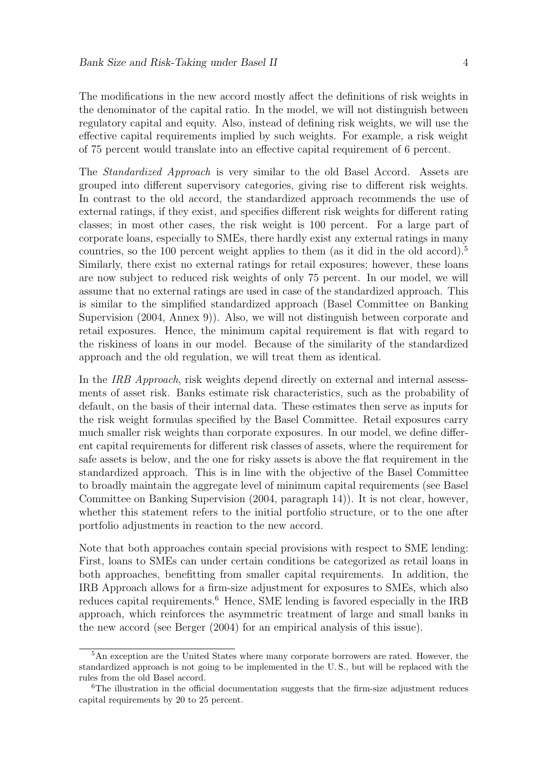The modifications in the new accord mostly affect the definitions of risk weights in the denominator of the capital ratio. In the model, we will not distinguish between regulatory capital and equity. Also, instead of defining risk weights, we will use the effective capital requirements implied by such weights. For example, a risk weight of 75 percent would translate into an effective capital requirement of 6 percent.

The *Standardized Approach* is very similar to the old Basel Accord. Assets are grouped into different supervisory categories, giving rise to different risk weights. In contrast to the old accord, the standardized approach recommends the use of external ratings, if they exist, and specifies different risk weights for different rating classes; in most other cases, the risk weight is 100 percent. For a large part of corporate loans, especially to SMEs, there hardly exist any external ratings in many countries, so the 100 percent weight applies to them (as it did in the old accord).[5] Similarly, there exist no external ratings for retail exposures; however, these loans are now subject to reduced risk weights of only 75 percent. In our model, we will assume that no external ratings are used in case of the standardized approach. This is similar to the simplified standardized approach (Basel Committee on Banking Supervision (2004, Annex 9)). Also, we will not distinguish between corporate and retail exposures. Hence, the minimum capital requirement is flat with regard to the riskiness of loans in our model. Because of the similarity of the standardized approach and the old regulation, we will treat them as identical.

In the *IRB Approach*, risk weights depend directly on external and internal assessments of asset risk. Banks estimate risk characteristics, such as the probability of default, on the basis of their internal data. These estimates then serve as inputs for the risk weight formulas specified by the Basel Committee. Retail exposures carry much smaller risk weights than corporate exposures. In our model, we define different capital requirements for different risk classes of assets, where the requirement for safe assets is below, and the one for risky assets is above the flat requirement in the standardized approach. This is in line with the objective of the Basel Committee to broadly maintain the aggregate level of minimum capital requirements (see Basel Committee on Banking Supervision (2004, paragraph 14)). It is not clear, however, whether this statement refers to the initial portfolio structure, or to the one after portfolio adjustments in reaction to the new accord.

Note that both approaches contain special provisions with respect to SME lending: First, loans to SMEs can under certain conditions be categorized as retail loans in both approaches, benefitting from smaller capital requirements. In addition, the IRB Approach allows for a firm-size adjustment for exposures to SMEs, which also reduces capital requirements.[6] Hence, SME lending is favored especially in the IRB approach, which reinforces the asymmetric treatment of large and small banks in the new accord (see Berger (2004) for an empirical analysis of this issue).

---

[5] An exception are the United States where many corporate borrowers are rated. However, the standardized approach is not going to be implemented in the U. S., but will be replaced with the rules from the old Basel accord.

[6] The illustration in the official documentation suggests that the firm-size adjustment reduces capital requirements by 20 to 25 percent.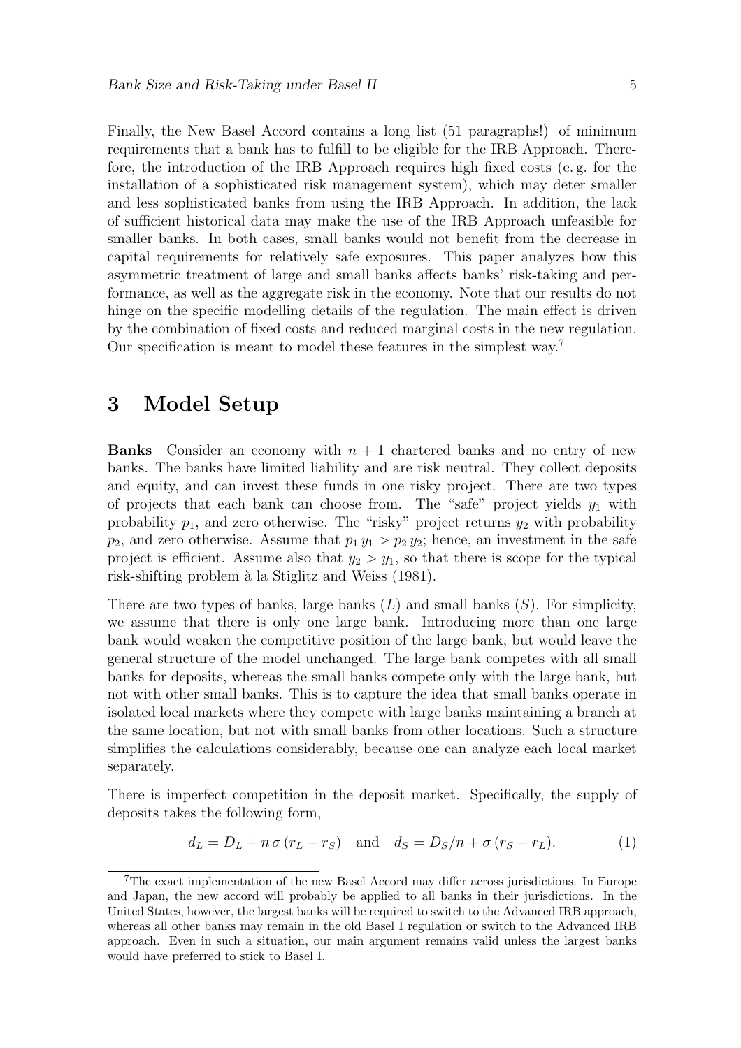Finally, the New Basel Accord contains a long list (51 paragraphs!) of minimum requirements that a bank has to fulfill to be eligible for the IRB Approach. Therefore, the introduction of the IRB Approach requires high fixed costs (e. g. for the installation of a sophisticated risk management system), which may deter smaller and less sophisticated banks from using the IRB Approach. In addition, the lack of sufficient historical data may make the use of the IRB Approach unfeasible for smaller banks. In both cases, small banks would not benefit from the decrease in capital requirements for relatively safe exposures. This paper analyzes how this asymmetric treatment of large and small banks affects banks' risk-taking and performance, as well as the aggregate risk in the economy. Note that our results do not hinge on the specific modelling details of the regulation. The main effect is driven by the combination of fixed costs and reduced marginal costs in the new regulation. Our specification is meant to model these features in the simplest way.[7]

# 3 Model Setup

**Banks** Consider an economy with $n+1$ chartered banks and no entry of new banks. The banks have limited liability and are risk neutral. They collect deposits and equity, and can invest these funds in one risky project. There are two types of projects that each bank can choose from. The "safe" project yields $y_1$ with probability $p_1$, and zero otherwise. The "risky" project returns $y_2$ with probability $p_2$, and zero otherwise. Assume that $p_1 y_1 > p_2 y_2$; hence, an investment in the safe project is efficient. Assume also that $y_2 > y_1$, so that there is scope for the typical risk-shifting problem à la Stiglitz and Weiss (1981).

There are two types of banks, large banks ($L$) and small banks ($S$). For simplicity, we assume that there is only one large bank. Introducing more than one large bank would weaken the competitive position of the large bank, but would leave the general structure of the model unchanged. The large bank competes with all small banks for deposits, whereas the small banks compete only with the large bank, but not with other small banks. This is to capture the idea that small banks operate in isolated local markets where they compete with large banks maintaining a branch at the same location, but not with small banks from other locations. Such a structure simplifies the calculations considerably, because one can analyze each local market separately.

There is imperfect competition in the deposit market. Specifically, the supply of deposits takes the following form,

$$d_L = D_L + n\,\sigma\,(r_L - r_S) \quad \text{and} \quad d_S = D_S/n + \sigma\,(r_S - r_L). \tag{1}$$

[7] The exact implementation of the new Basel Accord may differ across jurisdictions. In Europe and Japan, the new accord will probably be applied to all banks in their jurisdictions. In the United States, however, the largest banks will be required to switch to the Advanced IRB approach, whereas all other banks may remain in the old Basel I regulation or switch to the Advanced IRB approach. Even in such a situation, our main argument remains valid unless the largest banks would have preferred to stick to Basel I.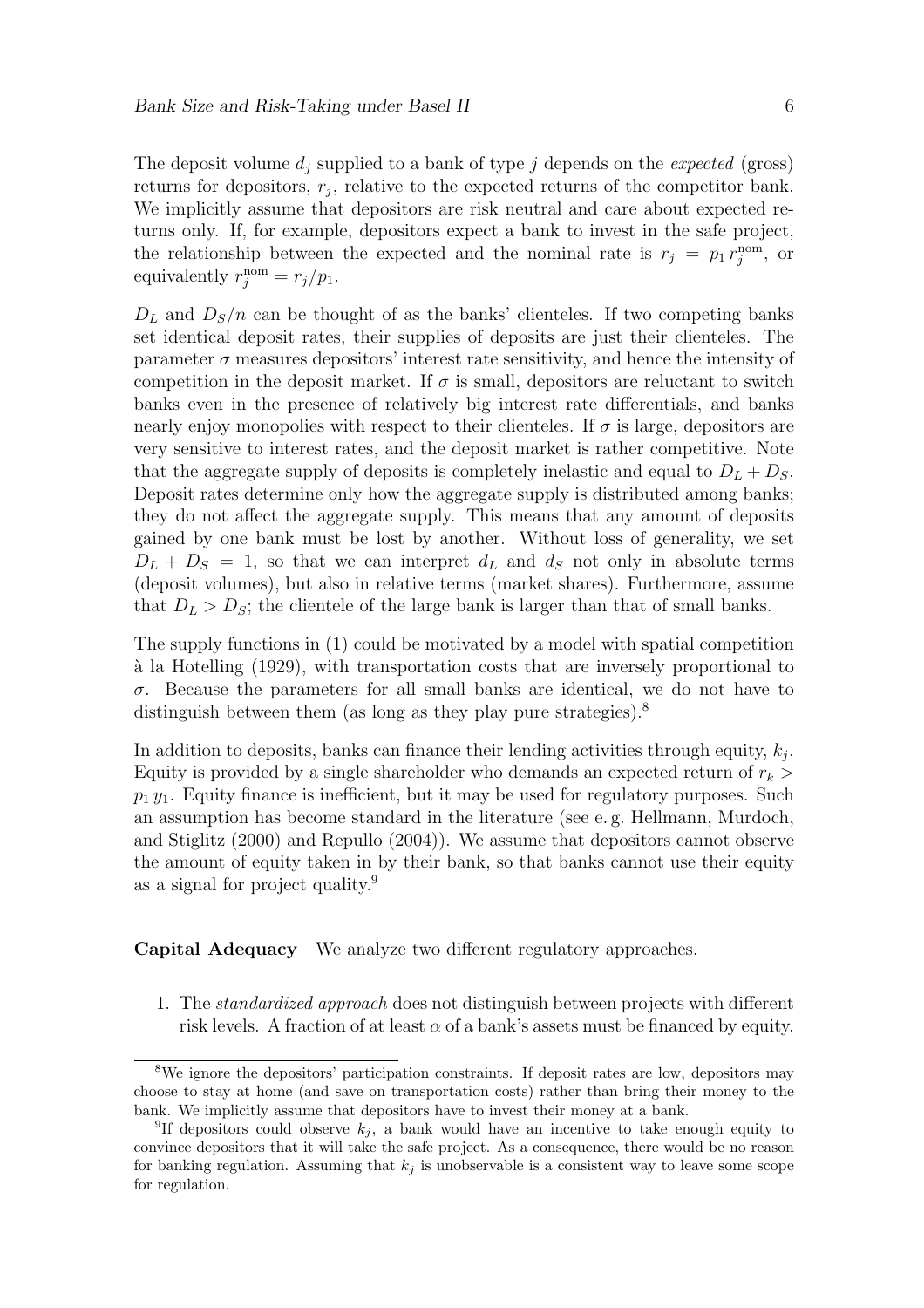The deposit volume $d_j$ supplied to a bank of type $j$ depends on the *expected* (gross) returns for depositors, $r_j$, relative to the expected returns of the competitor bank. We implicitly assume that depositors are risk neutral and care about expected returns only. If, for example, depositors expect a bank to invest in the safe project, the relationship between the expected and the nominal rate is $r_j = p_1 r_j^{\text{nom}}$, or equivalently $r_j^{\text{nom}} = r_j/p_1$.

$D_L$ and $D_S/n$ can be thought of as the banks' clienteles. If two competing banks set identical deposit rates, their supplies of deposits are just their clienteles. The parameter $\sigma$ measures depositors' interest rate sensitivity, and hence the intensity of competition in the deposit market. If $\sigma$ is small, depositors are reluctant to switch banks even in the presence of relatively big interest rate differentials, and banks nearly enjoy monopolies with respect to their clienteles. If $\sigma$ is large, depositors are very sensitive to interest rates, and the deposit market is rather competitive. Note that the aggregate supply of deposits is completely inelastic and equal to $D_L + D_S$. Deposit rates determine only how the aggregate supply is distributed among banks; they do not affect the aggregate supply. This means that any amount of deposits gained by one bank must be lost by another. Without loss of generality, we set $D_L + D_S = 1$, so that we can interpret $d_L$ and $d_S$ not only in absolute terms (deposit volumes), but also in relative terms (market shares). Furthermore, assume that $D_L > D_S$; the clientele of the large bank is larger than that of small banks.

The supply functions in (1) could be motivated by a model with spatial competition à la Hotelling (1929), with transportation costs that are inversely proportional to $\sigma$. Because the parameters for all small banks are identical, we do not have to distinguish between them (as long as they play pure strategies).[8]

In addition to deposits, banks can finance their lending activities through equity, $k_j$. Equity is provided by a single shareholder who demands an expected return of $r_k > p_1 y_1$. Equity finance is inefficient, but it may be used for regulatory purposes. Such an assumption has become standard in the literature (see e. g. Hellmann, Murdoch, and Stiglitz (2000) and Repullo (2004)). We assume that depositors cannot observe the amount of equity taken in by their bank, so that banks cannot use their equity as a signal for project quality.[9]

**Capital Adequacy** We analyze two different regulatory approaches.

1. The *standardized approach* does not distinguish between projects with different risk levels. A fraction of at least $\alpha$ of a bank's assets must be financed by equity.

[8] We ignore the depositors' participation constraints. If deposit rates are low, depositors may choose to stay at home (and save on transportation costs) rather than bring their money to the bank. We implicitly assume that depositors have to invest their money at a bank.

[9] If depositors could observe $k_j$, a bank would have an incentive to take enough equity to convince depositors that it will take the safe project. As a consequence, there would be no reason for banking regulation. Assuming that $k_j$ is unobservable is a consistent way to leave some scope for regulation.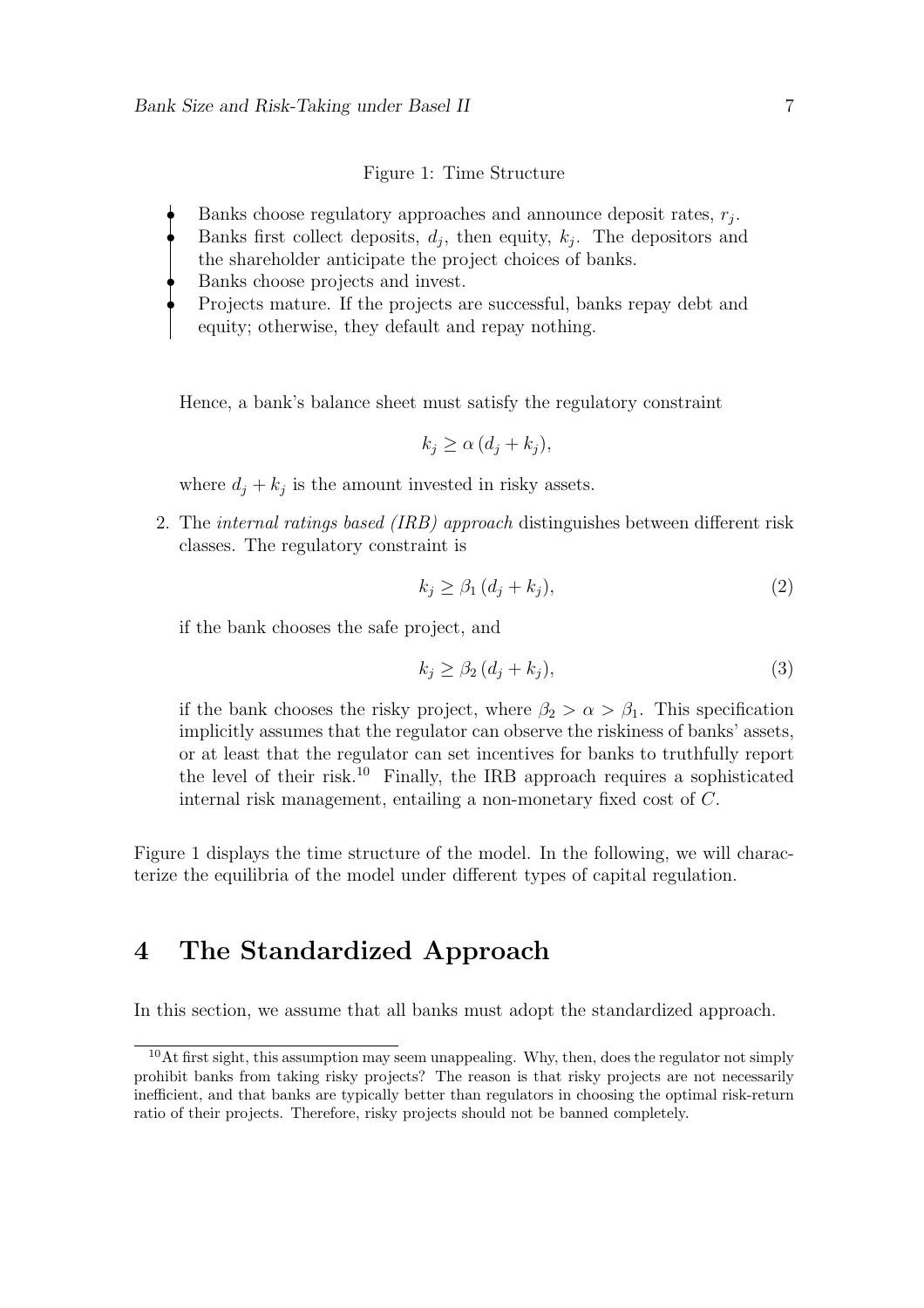Figure 1: Time Structure

- Banks choose regulatory approaches and announce deposit rates, $r_j$.
- Banks first collect deposits, $d_j$, then equity, $k_j$. The depositors and the shareholder anticipate the project choices of banks.
- Banks choose projects and invest.
- Projects mature. If the projects are successful, banks repay debt and equity; otherwise, they default and repay nothing.

Hence, a bank's balance sheet must satisfy the regulatory constraint

$$k_j \geq \alpha\,(d_j + k_j),$$

where $d_j + k_j$ is the amount invested in risky assets.

2. The *internal ratings based (IRB) approach* distinguishes between different risk classes. The regulatory constraint is

$$k_j \geq \beta_1\,(d_j + k_j), \tag{2}$$

if the bank chooses the safe project, and

$$k_j \geq \beta_2\,(d_j + k_j), \tag{3}$$

if the bank chooses the risky project, where $\beta_2 > \alpha > \beta_1$. This specification implicitly assumes that the regulator can observe the riskiness of banks' assets, or at least that the regulator can set incentives for banks to truthfully report the level of their risk.[10] Finally, the IRB approach requires a sophisticated internal risk management, entailing a non-monetary fixed cost of $C$.

Figure 1 displays the time structure of the model. In the following, we will characterize the equilibria of the model under different types of capital regulation.

# 4 The Standardized Approach

In this section, we assume that all banks must adopt the standardized approach.

[10] At first sight, this assumption may seem unappealing. Why, then, does the regulator not simply prohibit banks from taking risky projects? The reason is that risky projects are not necessarily inefficient, and that banks are typically better than regulators in choosing the optimal risk-return ratio of their projects. Therefore, risky projects should not be banned completely.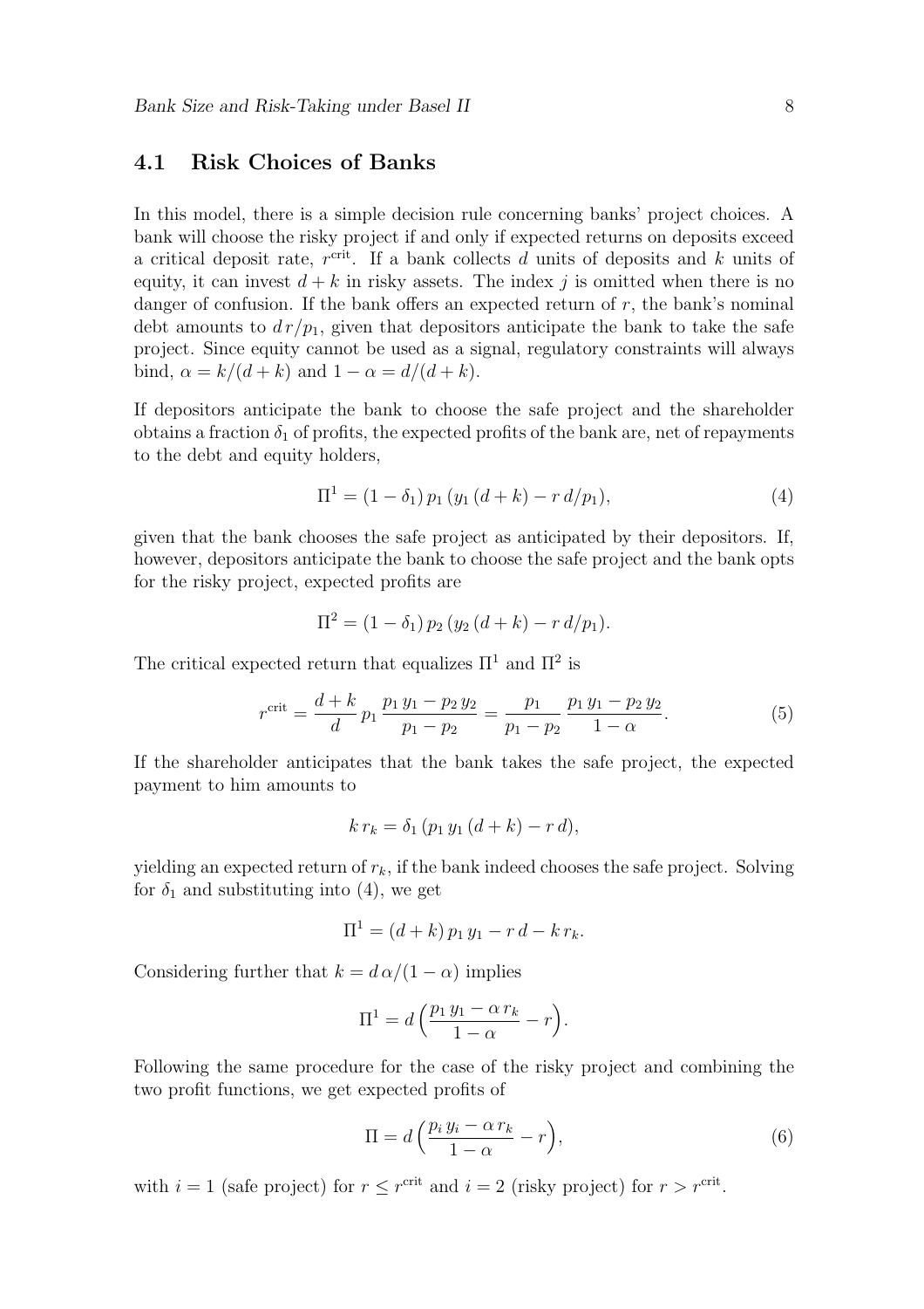## 4.1 Risk Choices of Banks

In this model, there is a simple decision rule concerning banks' project choices. A bank will choose the risky project if and only if expected returns on deposits exceed a critical deposit rate, $r^{\text{crit}}$. If a bank collects $d$ units of deposits and $k$ units of equity, it can invest $d + k$ in risky assets. The index $j$ is omitted when there is no danger of confusion. If the bank offers an expected return of $r$, the bank's nominal debt amounts to $d\, r/p_1$, given that depositors anticipate the bank to take the safe project. Since equity cannot be used as a signal, regulatory constraints will always bind, $\alpha = k/(d + k)$ and $1 - \alpha = d/(d + k)$.

If depositors anticipate the bank to choose the safe project and the shareholder obtains a fraction $\delta_1$ of profits, the expected profits of the bank are, net of repayments to the debt and equity holders,

$$\Pi^1 = (1 - \delta_1)\, p_1\, (y_1\, (d + k) - r\, d/p_1), \tag{4}$$

given that the bank chooses the safe project as anticipated by their depositors. If, however, depositors anticipate the bank to choose the safe project and the bank opts for the risky project, expected profits are

$$\Pi^2 = (1 - \delta_1)\, p_2\, (y_2\, (d + k) - r\, d/p_1).$$

The critical expected return that equalizes $\Pi^1$ and $\Pi^2$ is

$$r^{\text{crit}} = \frac{d + k}{d}\, p_1\, \frac{p_1\, y_1 - p_2\, y_2}{p_1 - p_2} = \frac{p_1}{p_1 - p_2}\, \frac{p_1\, y_1 - p_2\, y_2}{1 - \alpha}. \tag{5}$$

If the shareholder anticipates that the bank takes the safe project, the expected payment to him amounts to

$$k\, r_k = \delta_1\, (p_1\, y_1\, (d + k) - r\, d),$$

yielding an expected return of $r_k$, if the bank indeed chooses the safe project. Solving for $\delta_1$ and substituting into (4), we get

$$\Pi^1 = (d + k)\, p_1\, y_1 - r\, d - k\, r_k.$$

Considering further that $k = d\, \alpha/(1 - \alpha)$ implies

$$\Pi^1 = d\left(\frac{p_1\, y_1 - \alpha\, r_k}{1 - \alpha} - r\right).$$

Following the same procedure for the case of the risky project and combining the two profit functions, we get expected profits of

$$\Pi = d\left(\frac{p_i\, y_i - \alpha\, r_k}{1 - \alpha} - r\right), \tag{6}$$

with $i = 1$ (safe project) for $r \leq r^{\text{crit}}$ and $i = 2$ (risky project) for $r > r^{\text{crit}}$.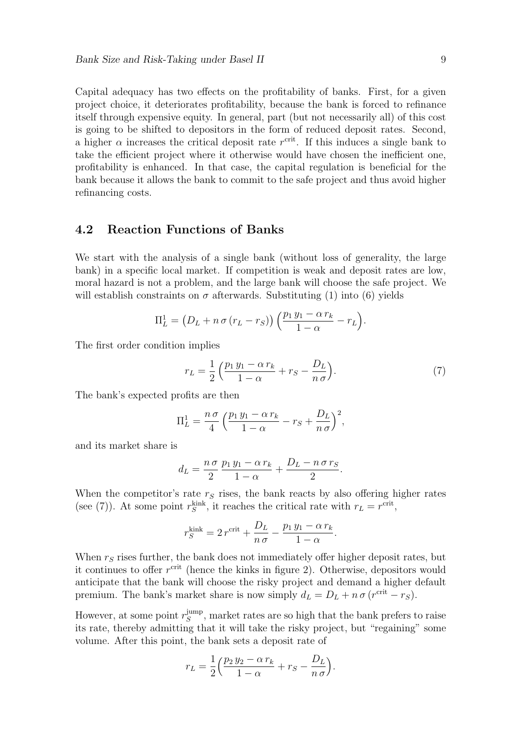Capital adequacy has two effects on the profitability of banks. First, for a given project choice, it deteriorates profitability, because the bank is forced to refinance itself through expensive equity. In general, part (but not necessarily all) of this cost is going to be shifted to depositors in the form of reduced deposit rates. Second, a higher $\alpha$ increases the critical deposit rate $r^{\text{crit}}$. If this induces a single bank to take the efficient project where it otherwise would have chosen the inefficient one, profitability is enhanced. In that case, the capital regulation is beneficial for the bank because it allows the bank to commit to the safe project and thus avoid higher refinancing costs.

## 4.2 Reaction Functions of Banks

We start with the analysis of a single bank (without loss of generality, the large bank) in a specific local market. If competition is weak and deposit rates are low, moral hazard is not a problem, and the large bank will choose the safe project. We will establish constraints on $\sigma$ afterwards. Substituting (1) into (6) yields

$$\Pi_L^1 = \big(D_L + n\,\sigma\,(r_L - r_S)\big)\Big(\frac{p_1\,y_1 - \alpha\,r_k}{1-\alpha} - r_L\Big).$$

The first order condition implies

$$r_L = \frac{1}{2}\Big(\frac{p_1\,y_1 - \alpha\,r_k}{1-\alpha} + r_S - \frac{D_L}{n\,\sigma}\Big). \tag{7}$$

The bank's expected profits are then

$$\Pi_L^1 = \frac{n\,\sigma}{4}\Big(\frac{p_1\,y_1 - \alpha\,r_k}{1-\alpha} - r_S + \frac{D_L}{n\,\sigma}\Big)^2,$$

and its market share is

$$d_L = \frac{n\,\sigma}{2}\,\frac{p_1\,y_1 - \alpha\,r_k}{1-\alpha} + \frac{D_L - n\,\sigma\,r_S}{2}.$$

When the competitor's rate $r_S$ rises, the bank reacts by also offering higher rates (see (7)). At some point $r_S^{\text{kink}}$, it reaches the critical rate with $r_L = r^{\text{crit}}$,

$$r_S^{\text{kink}} = 2\,r^{\text{crit}} + \frac{D_L}{n\,\sigma} - \frac{p_1\,y_1 - \alpha\,r_k}{1-\alpha}.$$

When $r_S$ rises further, the bank does not immediately offer higher deposit rates, but it continues to offer $r^{\text{crit}}$ (hence the kinks in figure 2). Otherwise, depositors would anticipate that the bank will choose the risky project and demand a higher default premium. The bank's market share is now simply $d_L = D_L + n\,\sigma\,(r^{\text{crit}} - r_S)$.

However, at some point $r_S^{\text{jump}}$, market rates are so high that the bank prefers to raise its rate, thereby admitting that it will take the risky project, but "regaining" some volume. After this point, the bank sets a deposit rate of

$$r_L = \frac{1}{2}\Big(\frac{p_2\,y_2 - \alpha\,r_k}{1-\alpha} + r_S - \frac{D_L}{n\,\sigma}\Big).$$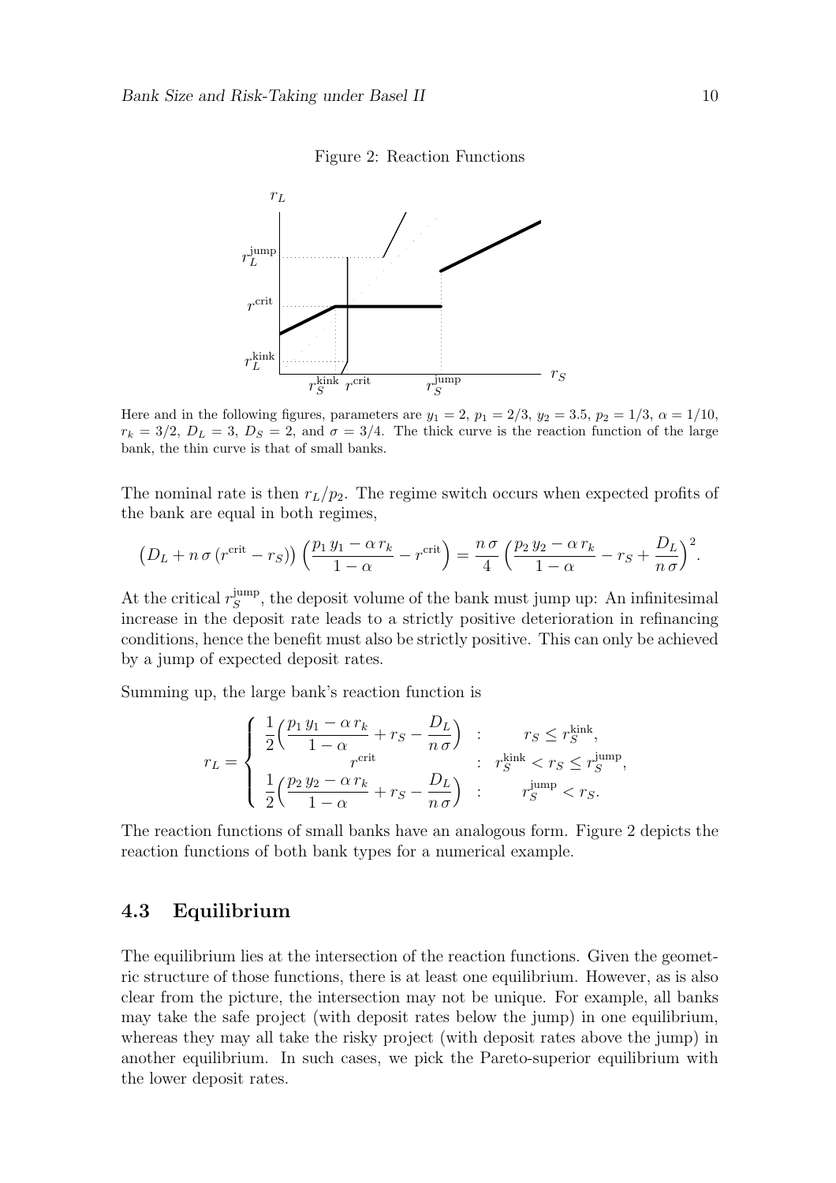Figure 2: Reaction Functions

Here and in the following figures, parameters are $y_1 = 2$, $p_1 = 2/3$, $y_2 = 3.5$, $p_2 = 1/3$, $\alpha = 1/10$, $r_k = 3/2$, $D_L = 3$, $D_S = 2$, and $\sigma = 3/4$. The thick curve is the reaction function of the large bank, the thin curve is that of small banks.

The nominal rate is then $r_L/p_2$. The regime switch occurs when expected profits of the bank are equal in both regimes,

$$\left(D_L + n\,\sigma\,(r^{\text{crit}} - r_S)\right)\left(\frac{p_1\,y_1 - \alpha\,r_k}{1-\alpha} - r^{\text{crit}}\right) = \frac{n\,\sigma}{4}\left(\frac{p_2\,y_2 - \alpha\,r_k}{1-\alpha} - r_S + \frac{D_L}{n\,\sigma}\right)^2.$$

At the critical $r_S^{\text{jump}}$, the deposit volume of the bank must jump up: An infinitesimal increase in the deposit rate leads to a strictly positive deterioration in refinancing conditions, hence the benefit must also be strictly positive. This can only be achieved by a jump of expected deposit rates.

Summing up, the large bank's reaction function is

$$r_L = \begin{cases} \dfrac{1}{2}\Big(\dfrac{p_1\,y_1 - \alpha\,r_k}{1-\alpha} + r_S - \dfrac{D_L}{n\,\sigma}\Big) & : \quad r_S \le r_S^{\text{kink}}, \\ r^{\text{crit}} & : \quad r_S^{\text{kink}} < r_S \le r_S^{\text{jump}}, \\ \dfrac{1}{2}\Big(\dfrac{p_2\,y_2 - \alpha\,r_k}{1-\alpha} + r_S - \dfrac{D_L}{n\,\sigma}\Big) & : \quad r_S^{\text{jump}} < r_S. \end{cases}$$

The reaction functions of small banks have an analogous form. Figure 2 depicts the reaction functions of both bank types for a numerical example.

### 4.3 Equilibrium

The equilibrium lies at the intersection of the reaction functions. Given the geometric structure of those functions, there is at least one equilibrium. However, as is also clear from the picture, the intersection may not be unique. For example, all banks may take the safe project (with deposit rates below the jump) in one equilibrium, whereas they may all take the risky project (with deposit rates above the jump) in another equilibrium. In such cases, we pick the Pareto-superior equilibrium with the lower deposit rates.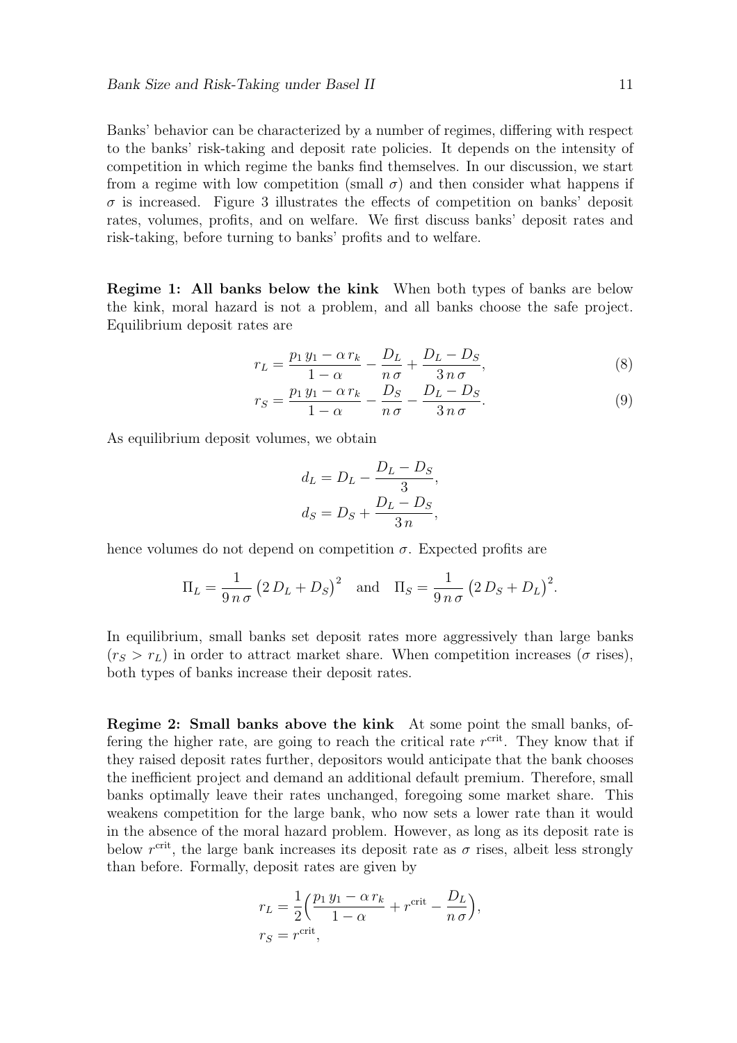Banks' behavior can be characterized by a number of regimes, differing with respect to the banks' risk-taking and deposit rate policies. It depends on the intensity of competition in which regime the banks find themselves. In our discussion, we start from a regime with low competition (small $\sigma$) and then consider what happens if $\sigma$ is increased. Figure 3 illustrates the effects of competition on banks' deposit rates, volumes, profits, and on welfare. We first discuss banks' deposit rates and risk-taking, before turning to banks' profits and to welfare.

**Regime 1: All banks below the kink** When both types of banks are below the kink, moral hazard is not a problem, and all banks choose the safe project. Equilibrium deposit rates are

$$r_L = \frac{p_1\, y_1 - \alpha\, r_k}{1-\alpha} - \frac{D_L}{n\,\sigma} + \frac{D_L - D_S}{3\,n\,\sigma}, \tag{8}$$

$$r_S = \frac{p_1\, y_1 - \alpha\, r_k}{1-\alpha} - \frac{D_S}{n\,\sigma} - \frac{D_L - D_S}{3\,n\,\sigma}. \tag{9}$$

As equilibrium deposit volumes, we obtain

$$d_L = D_L - \frac{D_L - D_S}{3},$$

$$d_S = D_S + \frac{D_L - D_S}{3\,n},$$

hence volumes do not depend on competition $\sigma$. Expected profits are

$$\Pi_L = \frac{1}{9\,n\,\sigma}\big(2\,D_L + D_S\big)^2 \quad \text{and} \quad \Pi_S = \frac{1}{9\,n\,\sigma}\big(2\,D_S + D_L\big)^2.$$

In equilibrium, small banks set deposit rates more aggressively than large banks ($r_S > r_L$) in order to attract market share. When competition increases ($\sigma$ rises), both types of banks increase their deposit rates.

**Regime 2: Small banks above the kink** At some point the small banks, offering the higher rate, are going to reach the critical rate $r^{\text{crit}}$. They know that if they raised deposit rates further, depositors would anticipate that the bank chooses the inefficient project and demand an additional default premium. Therefore, small banks optimally leave their rates unchanged, foregoing some market share. This weakens competition for the large bank, who now sets a lower rate than it would in the absence of the moral hazard problem. However, as long as its deposit rate is below $r^{\text{crit}}$, the large bank increases its deposit rate as $\sigma$ rises, albeit less strongly than before. Formally, deposit rates are given by

$$r_L = \frac{1}{2}\Big(\frac{p_1\, y_1 - \alpha\, r_k}{1-\alpha} + r^{\text{crit}} - \frac{D_L}{n\,\sigma}\Big),$$

$$r_S = r^{\text{crit}},$$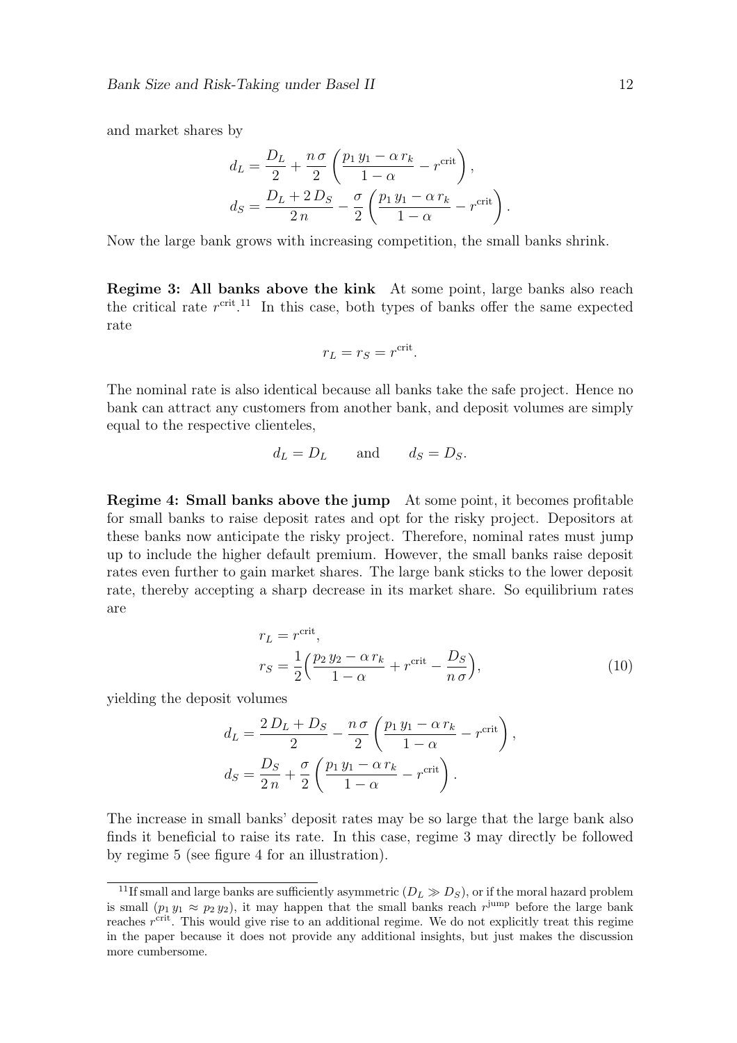and market shares by

$$d_L = \frac{D_L}{2} + \frac{n\,\sigma}{2}\left(\frac{p_1\,y_1 - \alpha\,r_k}{1-\alpha} - r^{\text{crit}}\right),$$

$$d_S = \frac{D_L + 2\,D_S}{2\,n} - \frac{\sigma}{2}\left(\frac{p_1\,y_1 - \alpha\,r_k}{1-\alpha} - r^{\text{crit}}\right).$$

Now the large bank grows with increasing competition, the small banks shrink.

**Regime 3: All banks above the kink** At some point, large banks also reach the critical rate $r^{\text{crit}}$.[11] In this case, both types of banks offer the same expected rate

$$r_L = r_S = r^{\text{crit}}.$$

The nominal rate is also identical because all banks take the safe project. Hence no bank can attract any customers from another bank, and deposit volumes are simply equal to the respective clienteles,

$$d_L = D_L \qquad \text{and} \qquad d_S = D_S.$$

**Regime 4: Small banks above the jump** At some point, it becomes profitable for small banks to raise deposit rates and opt for the risky project. Depositors at these banks now anticipate the risky project. Therefore, nominal rates must jump up to include the higher default premium. However, the small banks raise deposit rates even further to gain market shares. The large bank sticks to the lower deposit rate, thereby accepting a sharp decrease in its market share. So equilibrium rates are

$$r_L = r^{\text{crit}},$$

$$r_S = \frac{1}{2}\Big(\frac{p_2\,y_2 - \alpha\,r_k}{1-\alpha} + r^{\text{crit}} - \frac{D_S}{n\,\sigma}\Big), \tag{10}$$

yielding the deposit volumes

$$d_L = \frac{2\,D_L + D_S}{2} - \frac{n\,\sigma}{2}\left(\frac{p_1\,y_1 - \alpha\,r_k}{1-\alpha} - r^{\text{crit}}\right),$$

$$d_S = \frac{D_S}{2\,n} + \frac{\sigma}{2}\left(\frac{p_1\,y_1 - \alpha\,r_k}{1-\alpha} - r^{\text{crit}}\right).$$

The increase in small banks' deposit rates may be so large that the large bank also finds it beneficial to raise its rate. In this case, regime 3 may directly be followed by regime 5 (see figure 4 for an illustration).

---

[11] If small and large banks are sufficiently asymmetric ($D_L \gg D_S$), or if the moral hazard problem is small ($p_1\,y_1 \approx p_2\,y_2$), it may happen that the small banks reach $r^{\text{jump}}$ before the large bank reaches $r^{\text{crit}}$. This would give rise to an additional regime. We do not explicitly treat this regime in the paper because it does not provide any additional insights, but just makes the discussion more cumbersome.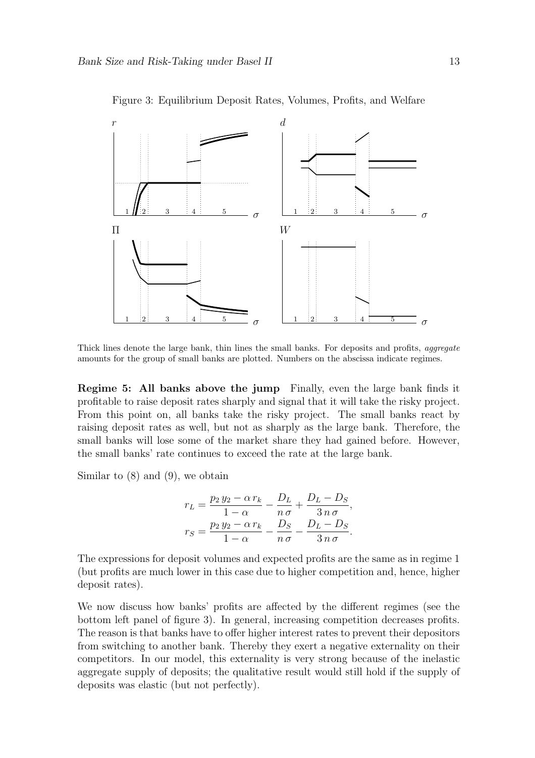Figure 3: Equilibrium Deposit Rates, Volumes, Profits, and Welfare

Thick lines denote the large bank, thin lines the small banks. For deposits and profits, *aggregate* amounts for the group of small banks are plotted. Numbers on the abscissa indicate regimes.

**Regime 5: All banks above the jump** Finally, even the large bank finds it profitable to raise deposit rates sharply and signal that it will take the risky project. From this point on, all banks take the risky project. The small banks react by raising deposit rates as well, but not as sharply as the large bank. Therefore, the small banks will lose some of the market share they had gained before. However, the small banks' rate continues to exceed the rate at the large bank.

Similar to (8) and (9), we obtain

$$r_L = \frac{p_2\, y_2 - \alpha\, r_k}{1-\alpha} - \frac{D_L}{n\,\sigma} + \frac{D_L - D_S}{3\,n\,\sigma},$$
$$r_S = \frac{p_2\, y_2 - \alpha\, r_k}{1-\alpha} - \frac{D_S}{n\,\sigma} - \frac{D_L - D_S}{3\,n\,\sigma}.$$

The expressions for deposit volumes and expected profits are the same as in regime 1 (but profits are much lower in this case due to higher competition and, hence, higher deposit rates).

We now discuss how banks' profits are affected by the different regimes (see the bottom left panel of figure 3). In general, increasing competition decreases profits. The reason is that banks have to offer higher interest rates to prevent their depositors from switching to another bank. Thereby they exert a negative externality on their competitors. In our model, this externality is very strong because of the inelastic aggregate supply of deposits; the qualitative result would still hold if the supply of deposits was elastic (but not perfectly).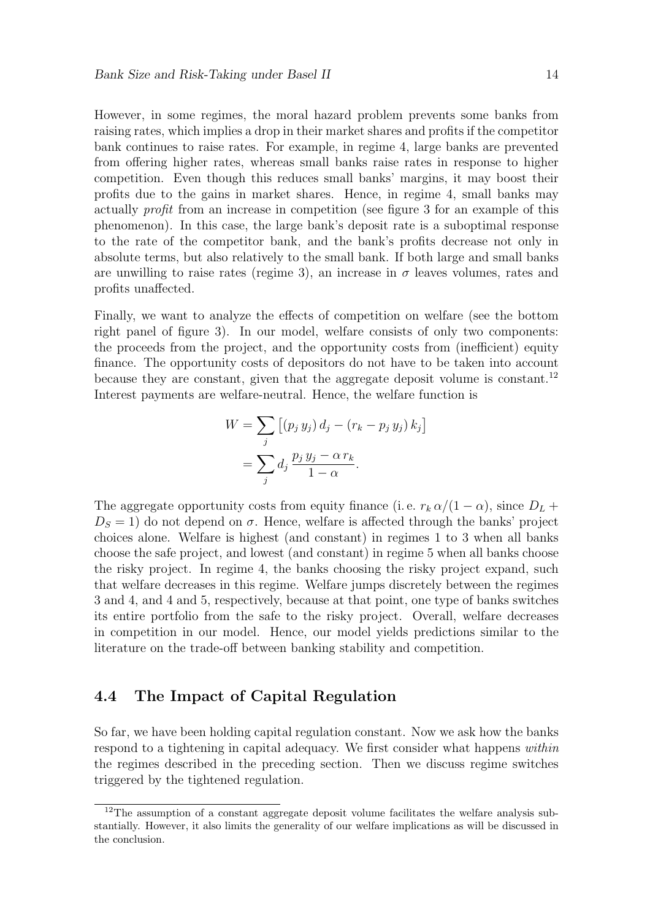However, in some regimes, the moral hazard problem prevents some banks from raising rates, which implies a drop in their market shares and profits if the competitor bank continues to raise rates. For example, in regime 4, large banks are prevented from offering higher rates, whereas small banks raise rates in response to higher competition. Even though this reduces small banks' margins, it may boost their profits due to the gains in market shares. Hence, in regime 4, small banks may actually *profit* from an increase in competition (see figure 3 for an example of this phenomenon). In this case, the large bank's deposit rate is a suboptimal response to the rate of the competitor bank, and the bank's profits decrease not only in absolute terms, but also relatively to the small bank. If both large and small banks are unwilling to raise rates (regime 3), an increase in $\sigma$ leaves volumes, rates and profits unaffected.

Finally, we want to analyze the effects of competition on welfare (see the bottom right panel of figure 3). In our model, welfare consists of only two components: the proceeds from the project, and the opportunity costs from (inefficient) equity finance. The opportunity costs of depositors do not have to be taken into account because they are constant, given that the aggregate deposit volume is constant.[12] Interest payments are welfare-neutral. Hence, the welfare function is

$$W = \sum_j \left[ (p_j \, y_j) \, d_j - (r_k - p_j \, y_j) \, k_j \right]$$

$$= \sum_j d_j \, \frac{p_j \, y_j - \alpha \, r_k}{1 - \alpha}.$$

The aggregate opportunity costs from equity finance (i. e. $r_k \, \alpha / (1 - \alpha)$, since $D_L + D_S = 1$) do not depend on $\sigma$. Hence, welfare is affected through the banks' project choices alone. Welfare is highest (and constant) in regimes 1 to 3 when all banks choose the safe project, and lowest (and constant) in regime 5 when all banks choose the risky project. In regime 4, the banks choosing the risky project expand, such that welfare decreases in this regime. Welfare jumps discretely between the regimes 3 and 4, and 4 and 5, respectively, because at that point, one type of banks switches its entire portfolio from the safe to the risky project. Overall, welfare decreases in competition in our model. Hence, our model yields predictions similar to the literature on the trade-off between banking stability and competition.

## 4.4 The Impact of Capital Regulation

So far, we have been holding capital regulation constant. Now we ask how the banks respond to a tightening in capital adequacy. We first consider what happens *within* the regimes described in the preceding section. Then we discuss regime switches triggered by the tightened regulation.

[12] The assumption of a constant aggregate deposit volume facilitates the welfare analysis substantially. However, it also limits the generality of our welfare implications as will be discussed in the conclusion.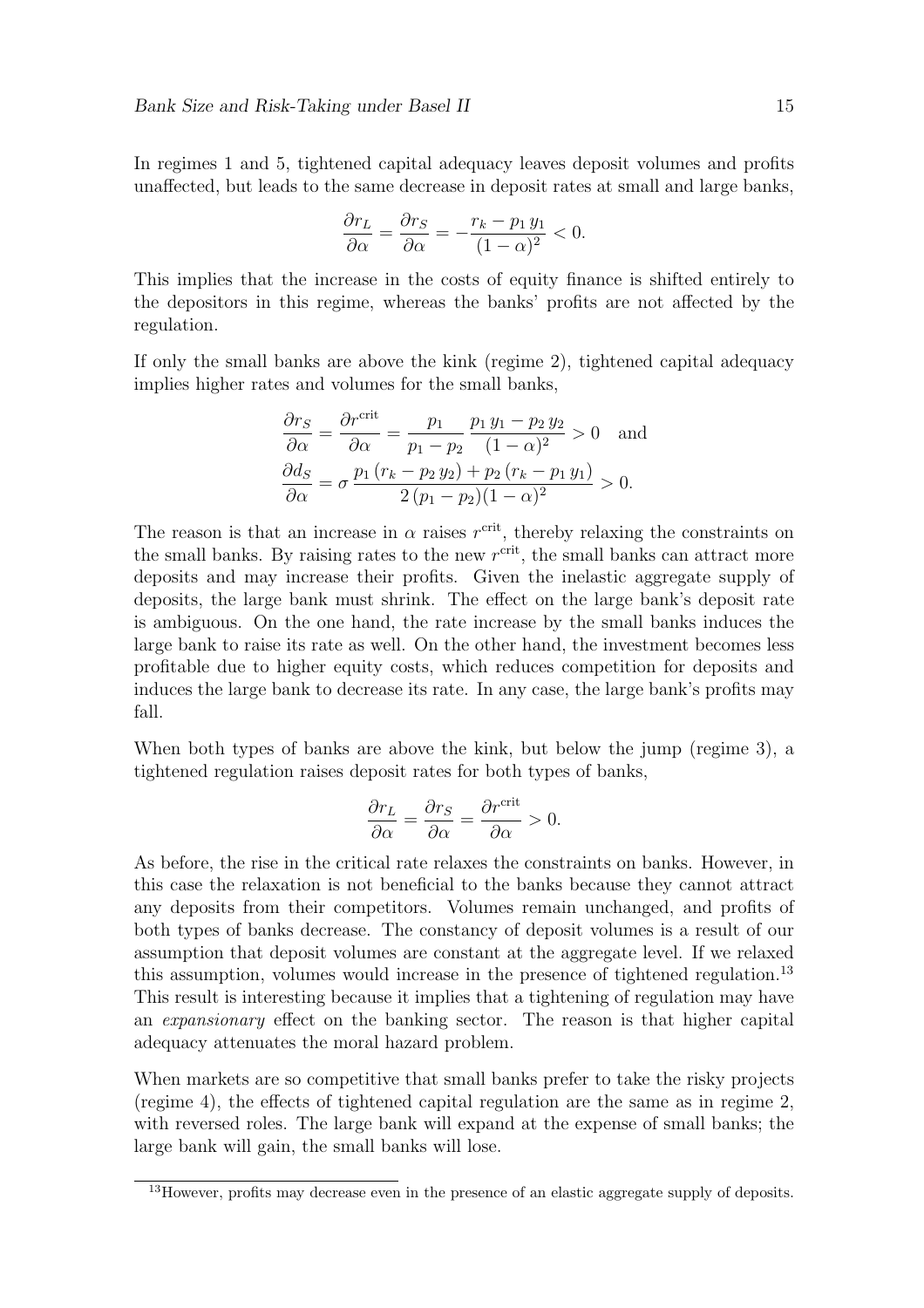In regimes 1 and 5, tightened capital adequacy leaves deposit volumes and profits unaffected, but leads to the same decrease in deposit rates at small and large banks,

$$\frac{\partial r_L}{\partial \alpha} = \frac{\partial r_S}{\partial \alpha} = -\frac{r_k - p_1\, y_1}{(1-\alpha)^2} < 0.$$

This implies that the increase in the costs of equity finance is shifted entirely to the depositors in this regime, whereas the banks' profits are not affected by the regulation.

If only the small banks are above the kink (regime 2), tightened capital adequacy implies higher rates and volumes for the small banks,

$$\frac{\partial r_S}{\partial \alpha} = \frac{\partial r^{\text{crit}}}{\partial \alpha} = \frac{p_1}{p_1 - p_2}\,\frac{p_1\, y_1 - p_2\, y_2}{(1-\alpha)^2} > 0 \quad \text{and}$$

$$\frac{\partial d_S}{\partial \alpha} = \sigma\,\frac{p_1\,(r_k - p_2\, y_2) + p_2\,(r_k - p_1\, y_1)}{2\,(p_1 - p_2)(1-\alpha)^2} > 0.$$

The reason is that an increase in $\alpha$ raises $r^{\text{crit}}$, thereby relaxing the constraints on the small banks. By raising rates to the new $r^{\text{crit}}$, the small banks can attract more deposits and may increase their profits. Given the inelastic aggregate supply of deposits, the large bank must shrink. The effect on the large bank's deposit rate is ambiguous. On the one hand, the rate increase by the small banks induces the large bank to raise its rate as well. On the other hand, the investment becomes less profitable due to higher equity costs, which reduces competition for deposits and induces the large bank to decrease its rate. In any case, the large bank's profits may fall.

When both types of banks are above the kink, but below the jump (regime 3), a tightened regulation raises deposit rates for both types of banks,

$$\frac{\partial r_L}{\partial \alpha} = \frac{\partial r_S}{\partial \alpha} = \frac{\partial r^{\text{crit}}}{\partial \alpha} > 0.$$

As before, the rise in the critical rate relaxes the constraints on banks. However, in this case the relaxation is not beneficial to the banks because they cannot attract any deposits from their competitors. Volumes remain unchanged, and profits of both types of banks decrease. The constancy of deposit volumes is a result of our assumption that deposit volumes are constant at the aggregate level. If we relaxed this assumption, volumes would increase in the presence of tightened regulation.[13] This result is interesting because it implies that a tightening of regulation may have an *expansionary* effect on the banking sector. The reason is that higher capital adequacy attenuates the moral hazard problem.

When markets are so competitive that small banks prefer to take the risky projects (regime 4), the effects of tightened capital regulation are the same as in regime 2, with reversed roles. The large bank will expand at the expense of small banks; the large bank will gain, the small banks will lose.

[13] However, profits may decrease even in the presence of an elastic aggregate supply of deposits.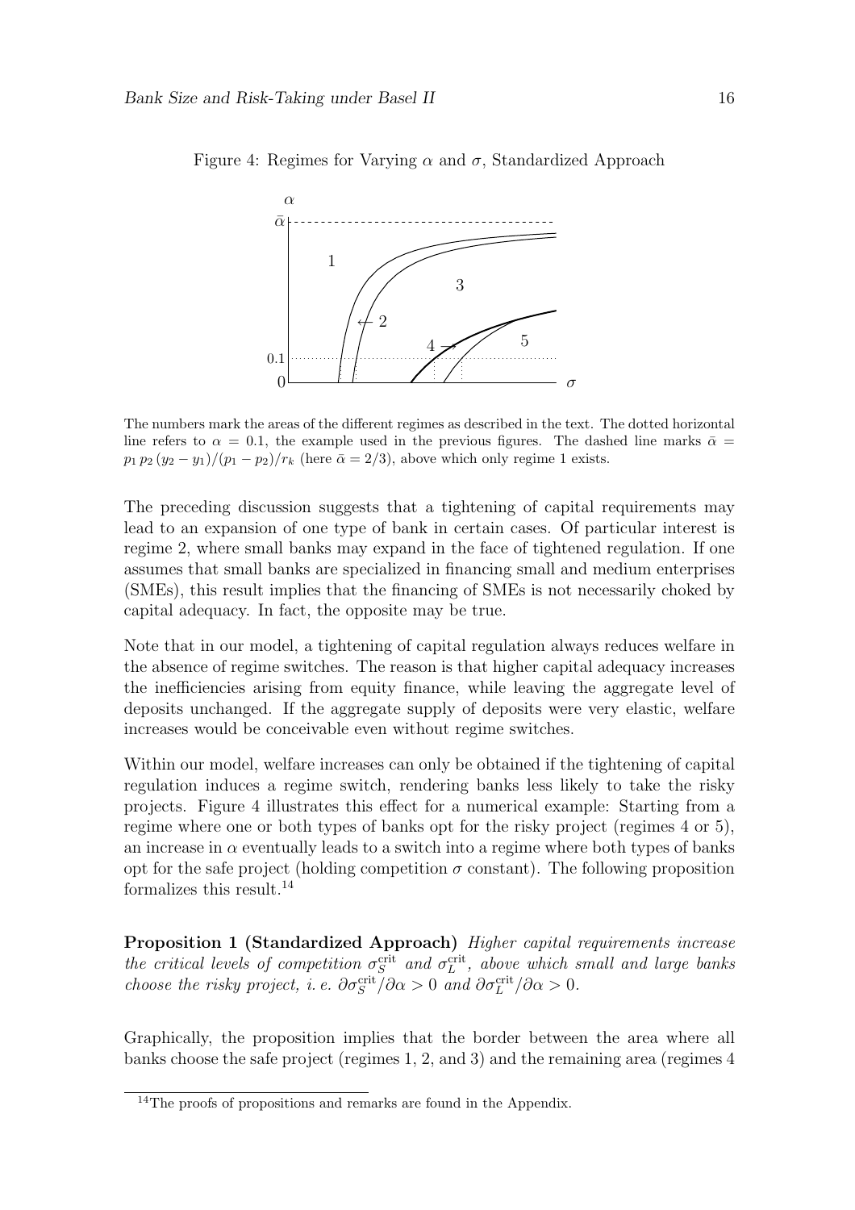Figure 4: Regimes for Varying $\alpha$ and $\sigma$, Standardized Approach

The numbers mark the areas of the different regimes as described in the text. The dotted horizontal line refers to $\alpha = 0.1$, the example used in the previous figures. The dashed line marks $\bar{\alpha} = p_1 \, p_2 \, (y_2 - y_1)/(p_1 - p_2)/r_k$ (here $\bar{\alpha} = 2/3$), above which only regime 1 exists.

The preceding discussion suggests that a tightening of capital requirements may lead to an expansion of one type of bank in certain cases. Of particular interest is regime 2, where small banks may expand in the face of tightened regulation. If one assumes that small banks are specialized in financing small and medium enterprises (SMEs), this result implies that the financing of SMEs is not necessarily choked by capital adequacy. In fact, the opposite may be true.

Note that in our model, a tightening of capital regulation always reduces welfare in the absence of regime switches. The reason is that higher capital adequacy increases the inefficiencies arising from equity finance, while leaving the aggregate level of deposits unchanged. If the aggregate supply of deposits were very elastic, welfare increases would be conceivable even without regime switches.

Within our model, welfare increases can only be obtained if the tightening of capital regulation induces a regime switch, rendering banks less likely to take the risky projects. Figure 4 illustrates this effect for a numerical example: Starting from a regime where one or both types of banks opt for the risky project (regimes 4 or 5), an increase in $\alpha$ eventually leads to a switch into a regime where both types of banks opt for the safe project (holding competition $\sigma$ constant). The following proposition formalizes this result.[14]

**Proposition 1 (Standardized Approach)** *Higher capital requirements increase the critical levels of competition $\sigma_S^{\text{crit}}$ and $\sigma_L^{\text{crit}}$, above which small and large banks choose the risky project, i. e. $\partial\sigma_S^{\text{crit}}/\partial\alpha > 0$ and $\partial\sigma_L^{\text{crit}}/\partial\alpha > 0$.*

Graphically, the proposition implies that the border between the area where all banks choose the safe project (regimes 1, 2, and 3) and the remaining area (regimes 4

[14] The proofs of propositions and remarks are found in the Appendix.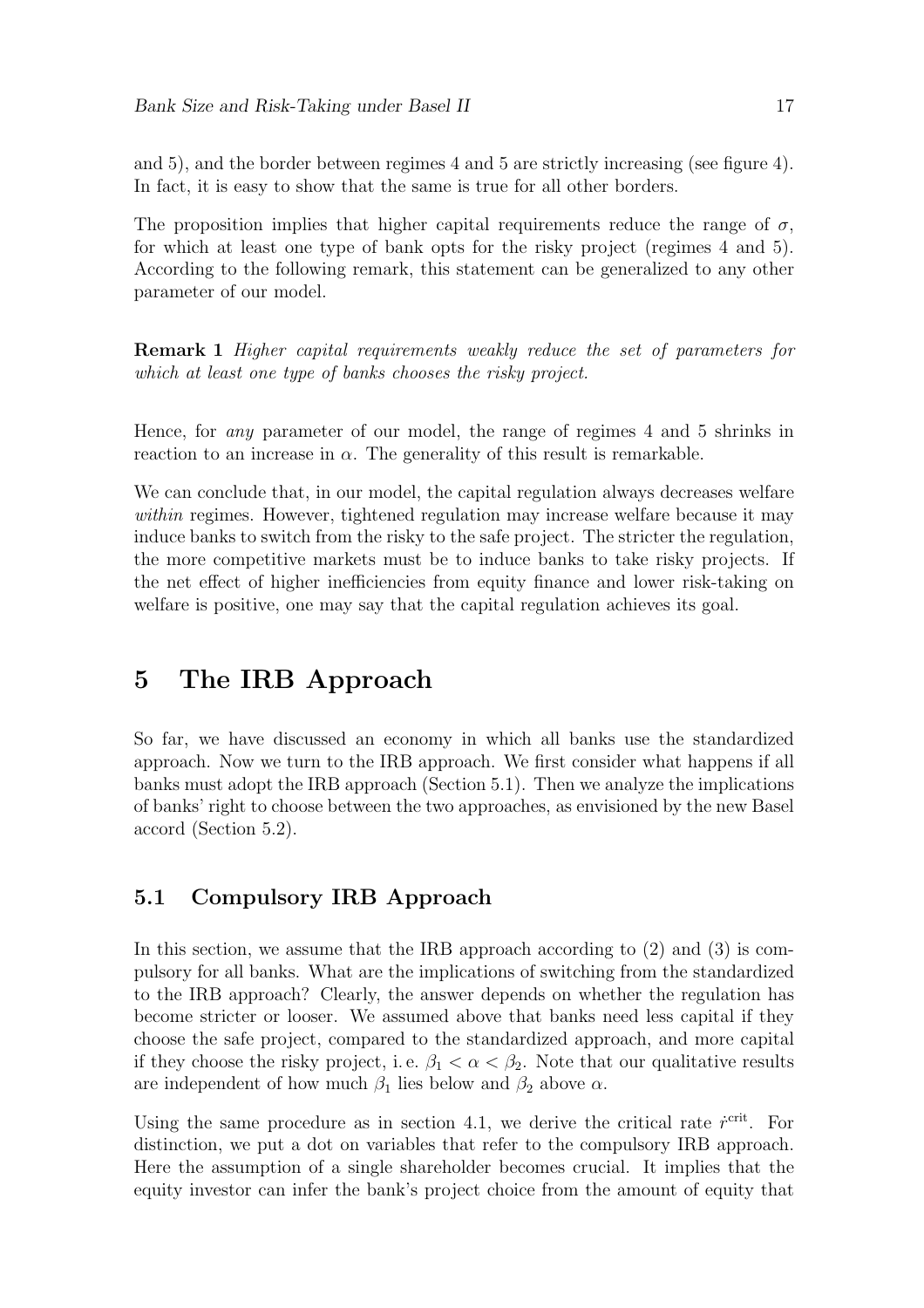and 5), and the border between regimes 4 and 5 are strictly increasing (see figure 4). In fact, it is easy to show that the same is true for all other borders.

The proposition implies that higher capital requirements reduce the range of $\sigma$, for which at least one type of bank opts for the risky project (regimes 4 and 5). According to the following remark, this statement can be generalized to any other parameter of our model.

**Remark 1** *Higher capital requirements weakly reduce the set of parameters for which at least one type of banks chooses the risky project.*

Hence, for *any* parameter of our model, the range of regimes 4 and 5 shrinks in reaction to an increase in $\alpha$. The generality of this result is remarkable.

We can conclude that, in our model, the capital regulation always decreases welfare *within* regimes. However, tightened regulation may increase welfare because it may induce banks to switch from the risky to the safe project. The stricter the regulation, the more competitive markets must be to induce banks to take risky projects. If the net effect of higher inefficiencies from equity finance and lower risk-taking on welfare is positive, one may say that the capital regulation achieves its goal.

# 5 The IRB Approach

So far, we have discussed an economy in which all banks use the standardized approach. Now we turn to the IRB approach. We first consider what happens if all banks must adopt the IRB approach (Section 5.1). Then we analyze the implications of banks' right to choose between the two approaches, as envisioned by the new Basel accord (Section 5.2).

## 5.1 Compulsory IRB Approach

In this section, we assume that the IRB approach according to (2) and (3) is compulsory for all banks. What are the implications of switching from the standardized to the IRB approach? Clearly, the answer depends on whether the regulation has become stricter or looser. We assumed above that banks need less capital if they choose the safe project, compared to the standardized approach, and more capital if they choose the risky project, i. e. $\beta_1 < \alpha < \beta_2$. Note that our qualitative results are independent of how much $\beta_1$ lies below and $\beta_2$ above $\alpha$.

Using the same procedure as in section 4.1, we derive the critical rate $\dot{r}^{\text{crit}}$. For distinction, we put a dot on variables that refer to the compulsory IRB approach. Here the assumption of a single shareholder becomes crucial. It implies that the equity investor can infer the bank's project choice from the amount of equity that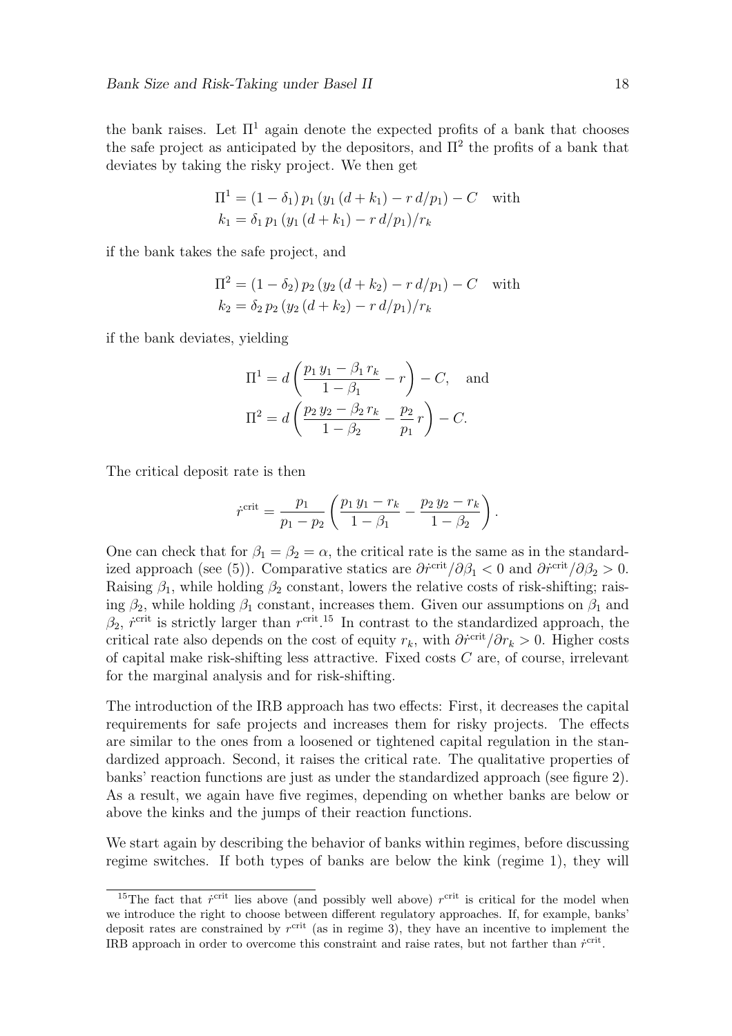the bank raises. Let $\Pi^1$ again denote the expected profits of a bank that chooses the safe project as anticipated by the depositors, and $\Pi^2$ the profits of a bank that deviates by taking the risky project. We then get

$$\Pi^1 = (1-\delta_1)\, p_1\, (y_1\,(d+k_1) - r\,d/p_1) - C \quad \text{with}$$
$$k_1 = \delta_1\, p_1\, (y_1\,(d+k_1) - r\,d/p_1)/r_k$$

if the bank takes the safe project, and

$$\Pi^2 = (1-\delta_2)\, p_2\, (y_2\,(d+k_2) - r\,d/p_1) - C \quad \text{with}$$
$$k_2 = \delta_2\, p_2\, (y_2\,(d+k_2) - r\,d/p_1)/r_k$$

if the bank deviates, yielding

$$\Pi^1 = d\left(\frac{p_1\,y_1 - \beta_1\,r_k}{1-\beta_1} - r\right) - C, \quad \text{and}$$
$$\Pi^2 = d\left(\frac{p_2\,y_2 - \beta_2\,r_k}{1-\beta_2} - \frac{p_2}{p_1}\,r\right) - C.$$

The critical deposit rate is then

$$\dot{r}^{\text{crit}} = \frac{p_1}{p_1 - p_2}\left(\frac{p_1\,y_1 - r_k}{1-\beta_1} - \frac{p_2\,y_2 - r_k}{1-\beta_2}\right).$$

One can check that for $\beta_1 = \beta_2 = \alpha$, the critical rate is the same as in the standardized approach (see (5)). Comparative statics are $\partial\dot{r}^{\text{crit}}/\partial\beta_1 < 0$ and $\partial\dot{r}^{\text{crit}}/\partial\beta_2 > 0$. Raising $\beta_1$, while holding $\beta_2$ constant, lowers the relative costs of risk-shifting; raising $\beta_2$, while holding $\beta_1$ constant, increases them. Given our assumptions on $\beta_1$ and $\beta_2$, $\dot{r}^{\text{crit}}$ is strictly larger than $r^{\text{crit}}$.[15] In contrast to the standardized approach, the critical rate also depends on the cost of equity $r_k$, with $\partial\dot{r}^{\text{crit}}/\partial r_k > 0$. Higher costs of capital make risk-shifting less attractive. Fixed costs $C$ are, of course, irrelevant for the marginal analysis and for risk-shifting.

The introduction of the IRB approach has two effects: First, it decreases the capital requirements for safe projects and increases them for risky projects. The effects are similar to the ones from a loosened or tightened capital regulation in the standardized approach. Second, it raises the critical rate. The qualitative properties of banks' reaction functions are just as under the standardized approach (see figure 2). As a result, we again have five regimes, depending on whether banks are below or above the kinks and the jumps of their reaction functions.

We start again by describing the behavior of banks within regimes, before discussing regime switches. If both types of banks are below the kink (regime 1), they will

---

[15] The fact that $\dot{r}^{\text{crit}}$ lies above (and possibly well above) $r^{\text{crit}}$ is critical for the model when we introduce the right to choose between different regulatory approaches. If, for example, banks' deposit rates are constrained by $r^{\text{crit}}$ (as in regime 3), they have an incentive to implement the IRB approach in order to overcome this constraint and raise rates, but not farther than $\dot{r}^{\text{crit}}$.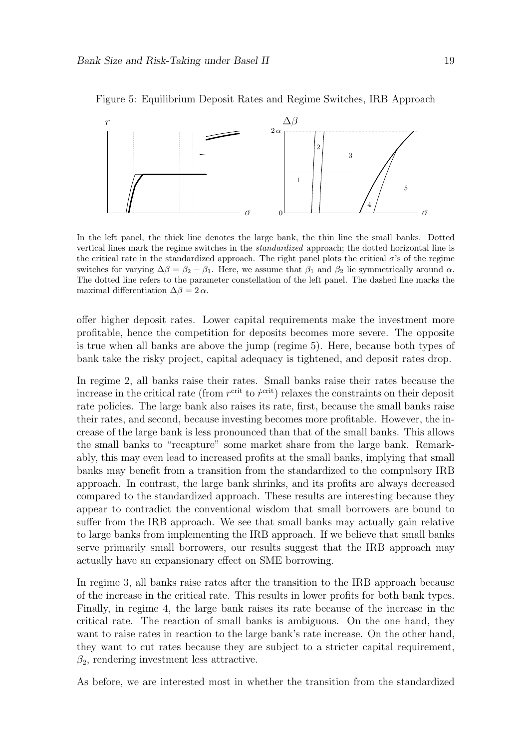Figure 5: Equilibrium Deposit Rates and Regime Switches, IRB Approach

In the left panel, the thick line denotes the large bank, the thin line the small banks. Dotted vertical lines mark the regime switches in the *standardized* approach; the dotted horizontal line is the critical rate in the standardized approach. The right panel plots the critical $\sigma$'s of the regime switches for varying $\Delta\beta = \beta_2 - \beta_1$. Here, we assume that $\beta_1$ and $\beta_2$ lie symmetrically around $\alpha$. The dotted line refers to the parameter constellation of the left panel. The dashed line marks the maximal differentiation $\Delta\beta = 2\,\alpha$.

offer higher deposit rates. Lower capital requirements make the investment more profitable, hence the competition for deposits becomes more severe. The opposite is true when all banks are above the jump (regime 5). Here, because both types of bank take the risky project, capital adequacy is tightened, and deposit rates drop.

In regime 2, all banks raise their rates. Small banks raise their rates because the increase in the critical rate (from $r^{\text{crit}}$ to $\dot{r}^{\text{crit}}$) relaxes the constraints on their deposit rate policies. The large bank also raises its rate, first, because the small banks raise their rates, and second, because investing becomes more profitable. However, the increase of the large bank is less pronounced than that of the small banks. This allows the small banks to "recapture" some market share from the large bank. Remarkably, this may even lead to increased profits at the small banks, implying that small banks may benefit from a transition from the standardized to the compulsory IRB approach. In contrast, the large bank shrinks, and its profits are always decreased compared to the standardized approach. These results are interesting because they appear to contradict the conventional wisdom that small borrowers are bound to suffer from the IRB approach. We see that small banks may actually gain relative to large banks from implementing the IRB approach. If we believe that small banks serve primarily small borrowers, our results suggest that the IRB approach may actually have an expansionary effect on SME borrowing.

In regime 3, all banks raise rates after the transition to the IRB approach because of the increase in the critical rate. This results in lower profits for both bank types. Finally, in regime 4, the large bank raises its rate because of the increase in the critical rate. The reaction of small banks is ambiguous. On the one hand, they want to raise rates in reaction to the large bank's rate increase. On the other hand, they want to cut rates because they are subject to a stricter capital requirement, $\beta_2$, rendering investment less attractive.

As before, we are interested most in whether the transition from the standardized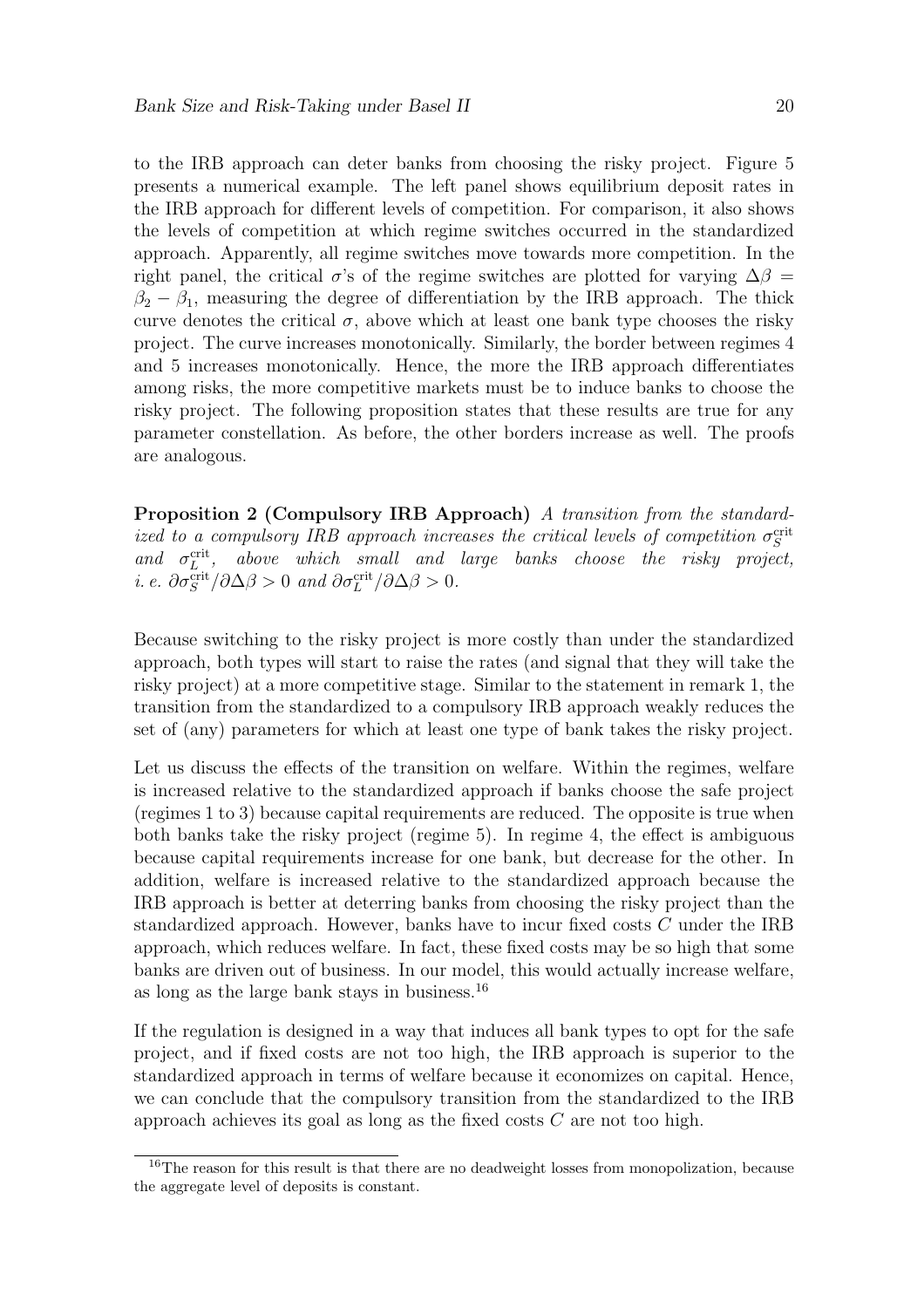to the IRB approach can deter banks from choosing the risky project. Figure 5 presents a numerical example. The left panel shows equilibrium deposit rates in the IRB approach for different levels of competition. For comparison, it also shows the levels of competition at which regime switches occurred in the standardized approach. Apparently, all regime switches move towards more competition. In the right panel, the critical $\sigma$'s of the regime switches are plotted for varying $\Delta\beta = \beta_2 - \beta_1$, measuring the degree of differentiation by the IRB approach. The thick curve denotes the critical $\sigma$, above which at least one bank type chooses the risky project. The curve increases monotonically. Similarly, the border between regimes 4 and 5 increases monotonically. Hence, the more the IRB approach differentiates among risks, the more competitive markets must be to induce banks to choose the risky project. The following proposition states that these results are true for any parameter constellation. As before, the other borders increase as well. The proofs are analogous.

**Proposition 2 (Compulsory IRB Approach)** *A transition from the standardized to a compulsory IRB approach increases the critical levels of competition $\sigma_S^{\text{crit}}$ and $\sigma_L^{\text{crit}}$, above which small and large banks choose the risky project, i. e. $\partial\sigma_S^{\text{crit}}/\partial\Delta\beta > 0$ and $\partial\sigma_L^{\text{crit}}/\partial\Delta\beta > 0$.*

Because switching to the risky project is more costly than under the standardized approach, both types will start to raise the rates (and signal that they will take the risky project) at a more competitive stage. Similar to the statement in remark 1, the transition from the standardized to a compulsory IRB approach weakly reduces the set of (any) parameters for which at least one type of bank takes the risky project.

Let us discuss the effects of the transition on welfare. Within the regimes, welfare is increased relative to the standardized approach if banks choose the safe project (regimes 1 to 3) because capital requirements are reduced. The opposite is true when both banks take the risky project (regime 5). In regime 4, the effect is ambiguous because capital requirements increase for one bank, but decrease for the other. In addition, welfare is increased relative to the standardized approach because the IRB approach is better at deterring banks from choosing the risky project than the standardized approach. However, banks have to incur fixed costs $C$ under the IRB approach, which reduces welfare. In fact, these fixed costs may be so high that some banks are driven out of business. In our model, this would actually increase welfare, as long as the large bank stays in business.[16]

If the regulation is designed in a way that induces all bank types to opt for the safe project, and if fixed costs are not too high, the IRB approach is superior to the standardized approach in terms of welfare because it economizes on capital. Hence, we can conclude that the compulsory transition from the standardized to the IRB approach achieves its goal as long as the fixed costs $C$ are not too high.

[16] The reason for this result is that there are no deadweight losses from monopolization, because the aggregate level of deposits is constant.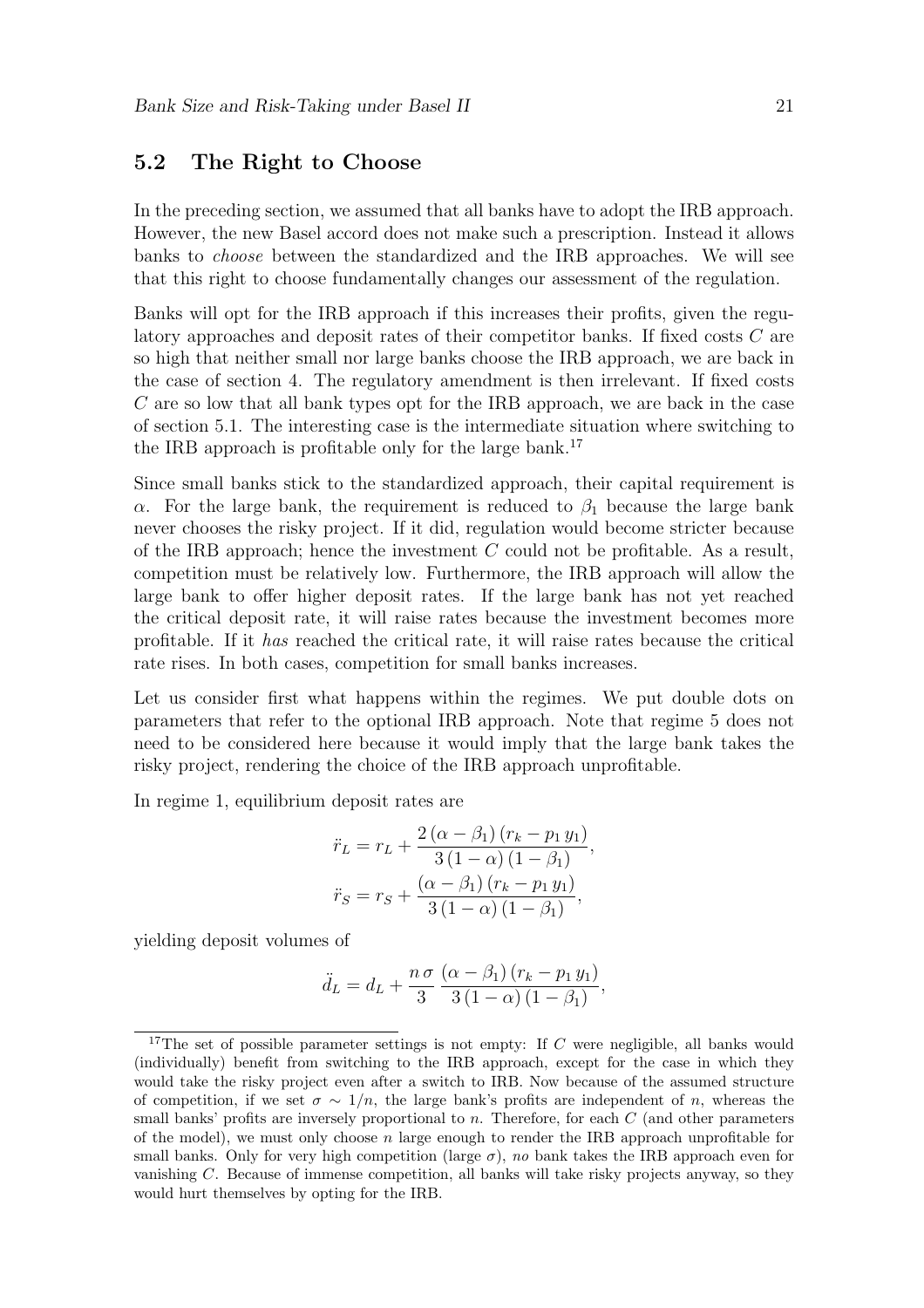## 5.2 The Right to Choose

In the preceding section, we assumed that all banks have to adopt the IRB approach. However, the new Basel accord does not make such a prescription. Instead it allows banks to *choose* between the standardized and the IRB approaches. We will see that this right to choose fundamentally changes our assessment of the regulation.

Banks will opt for the IRB approach if this increases their profits, given the regulatory approaches and deposit rates of their competitor banks. If fixed costs $C$ are so high that neither small nor large banks choose the IRB approach, we are back in the case of section 4. The regulatory amendment is then irrelevant. If fixed costs $C$ are so low that all bank types opt for the IRB approach, we are back in the case of section 5.1. The interesting case is the intermediate situation where switching to the IRB approach is profitable only for the large bank.[17]

Since small banks stick to the standardized approach, their capital requirement is $\alpha$. For the large bank, the requirement is reduced to $\beta_1$ because the large bank never chooses the risky project. If it did, regulation would become stricter because of the IRB approach; hence the investment $C$ could not be profitable. As a result, competition must be relatively low. Furthermore, the IRB approach will allow the large bank to offer higher deposit rates. If the large bank has not yet reached the critical deposit rate, it will raise rates because the investment becomes more profitable. If it *has* reached the critical rate, it will raise rates because the critical rate rises. In both cases, competition for small banks increases.

Let us consider first what happens within the regimes. We put double dots on parameters that refer to the optional IRB approach. Note that regime 5 does not need to be considered here because it would imply that the large bank takes the risky project, rendering the choice of the IRB approach unprofitable.

In regime 1, equilibrium deposit rates are

$$\ddot{r}_L = r_L + \frac{2\,(\alpha - \beta_1)\,(r_k - p_1\,y_1)}{3\,(1-\alpha)\,(1-\beta_1)},$$

$$\ddot{r}_S = r_S + \frac{(\alpha - \beta_1)\,(r_k - p_1\,y_1)}{3\,(1-\alpha)\,(1-\beta_1)},$$

yielding deposit volumes of

$$\ddot{d}_L = d_L + \frac{n\,\sigma}{3}\,\frac{(\alpha - \beta_1)\,(r_k - p_1\,y_1)}{3\,(1-\alpha)\,(1-\beta_1)},$$

[17] The set of possible parameter settings is not empty: If $C$ were negligible, all banks would (individually) benefit from switching to the IRB approach, except for the case in which they would take the risky project even after a switch to IRB. Now because of the assumed structure of competition, if we set $\sigma \sim 1/n$, the large bank's profits are independent of $n$, whereas the small banks' profits are inversely proportional to $n$. Therefore, for each $C$ (and other parameters of the model), we must only choose $n$ large enough to render the IRB approach unprofitable for small banks. Only for very high competition (large $\sigma$), *no* bank takes the IRB approach even for vanishing $C$. Because of immense competition, all banks will take risky projects anyway, so they would hurt themselves by opting for the IRB.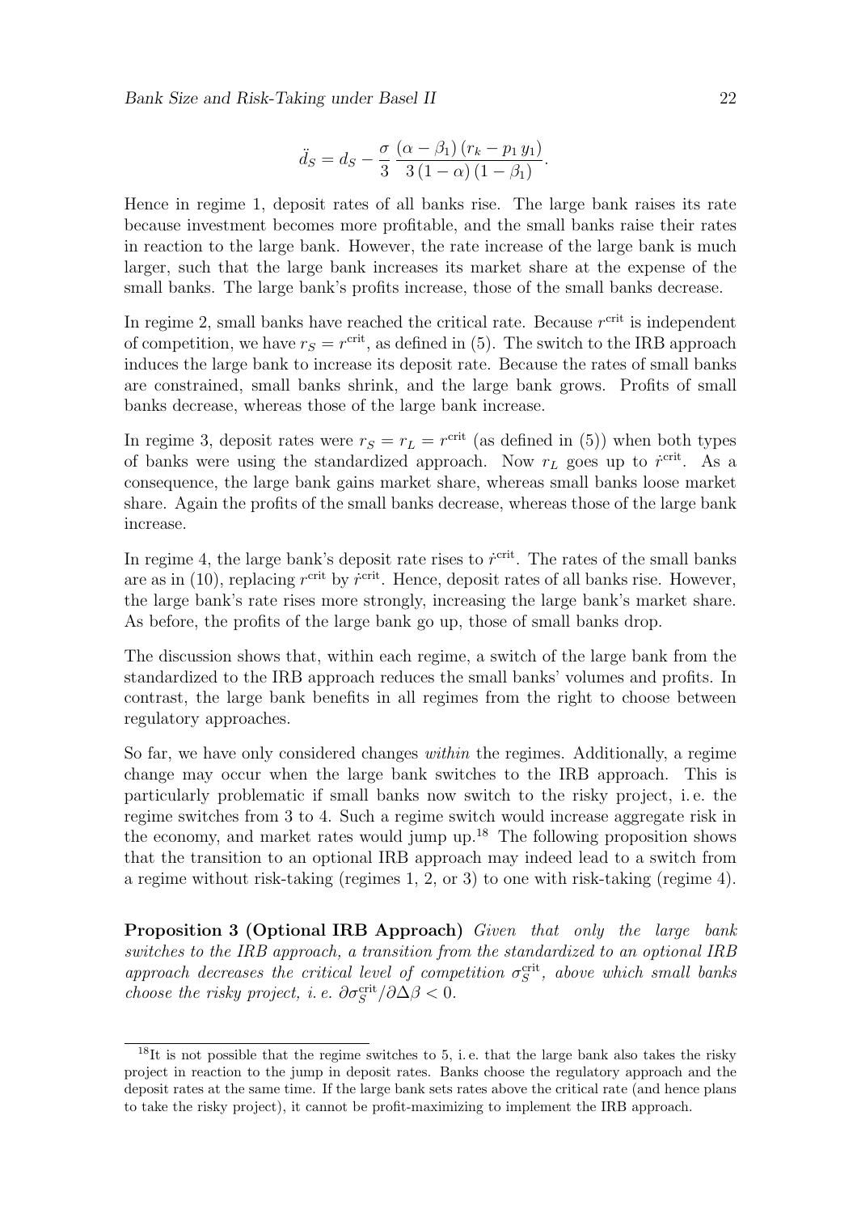$$\ddot{d}_S = d_S - \frac{\sigma}{3} \frac{(\alpha - \beta_1)(r_k - p_1 y_1)}{3(1-\alpha)(1-\beta_1)}.$$

Hence in regime 1, deposit rates of all banks rise. The large bank raises its rate because investment becomes more profitable, and the small banks raise their rates in reaction to the large bank. However, the rate increase of the large bank is much larger, such that the large bank increases its market share at the expense of the small banks. The large bank's profits increase, those of the small banks decrease.

In regime 2, small banks have reached the critical rate. Because $r^{\text{crit}}$ is independent of competition, we have $r_S = r^{\text{crit}}$, as defined in (5). The switch to the IRB approach induces the large bank to increase its deposit rate. Because the rates of small banks are constrained, small banks shrink, and the large bank grows. Profits of small banks decrease, whereas those of the large bank increase.

In regime 3, deposit rates were $r_S = r_L = r^{\text{crit}}$ (as defined in (5)) when both types of banks were using the standardized approach. Now $r_L$ goes up to $\dot{r}^{\text{crit}}$. As a consequence, the large bank gains market share, whereas small banks loose market share. Again the profits of the small banks decrease, whereas those of the large bank increase.

In regime 4, the large bank's deposit rate rises to $\dot{r}^{\text{crit}}$. The rates of the small banks are as in (10), replacing $r^{\text{crit}}$ by $\dot{r}^{\text{crit}}$. Hence, deposit rates of all banks rise. However, the large bank's rate rises more strongly, increasing the large bank's market share. As before, the profits of the large bank go up, those of small banks drop.

The discussion shows that, within each regime, a switch of the large bank from the standardized to the IRB approach reduces the small banks' volumes and profits. In contrast, the large bank benefits in all regimes from the right to choose between regulatory approaches.

So far, we have only considered changes *within* the regimes. Additionally, a regime change may occur when the large bank switches to the IRB approach. This is particularly problematic if small banks now switch to the risky project, i. e. the regime switches from 3 to 4. Such a regime switch would increase aggregate risk in the economy, and market rates would jump up.[18] The following proposition shows that the transition to an optional IRB approach may indeed lead to a switch from a regime without risk-taking (regimes 1, 2, or 3) to one with risk-taking (regime 4).

**Proposition 3 (Optional IRB Approach)** *Given that only the large bank switches to the IRB approach, a transition from the standardized to an optional IRB approach decreases the critical level of competition $\sigma_S^{\text{crit}}$, above which small banks choose the risky project, i. e. $\partial \sigma_S^{\text{crit}} / \partial \Delta\beta < 0$.*

[18] It is not possible that the regime switches to 5, i. e. that the large bank also takes the risky project in reaction to the jump in deposit rates. Banks choose the regulatory approach and the deposit rates at the same time. If the large bank sets rates above the critical rate (and hence plans to take the risky project), it cannot be profit-maximizing to implement the IRB approach.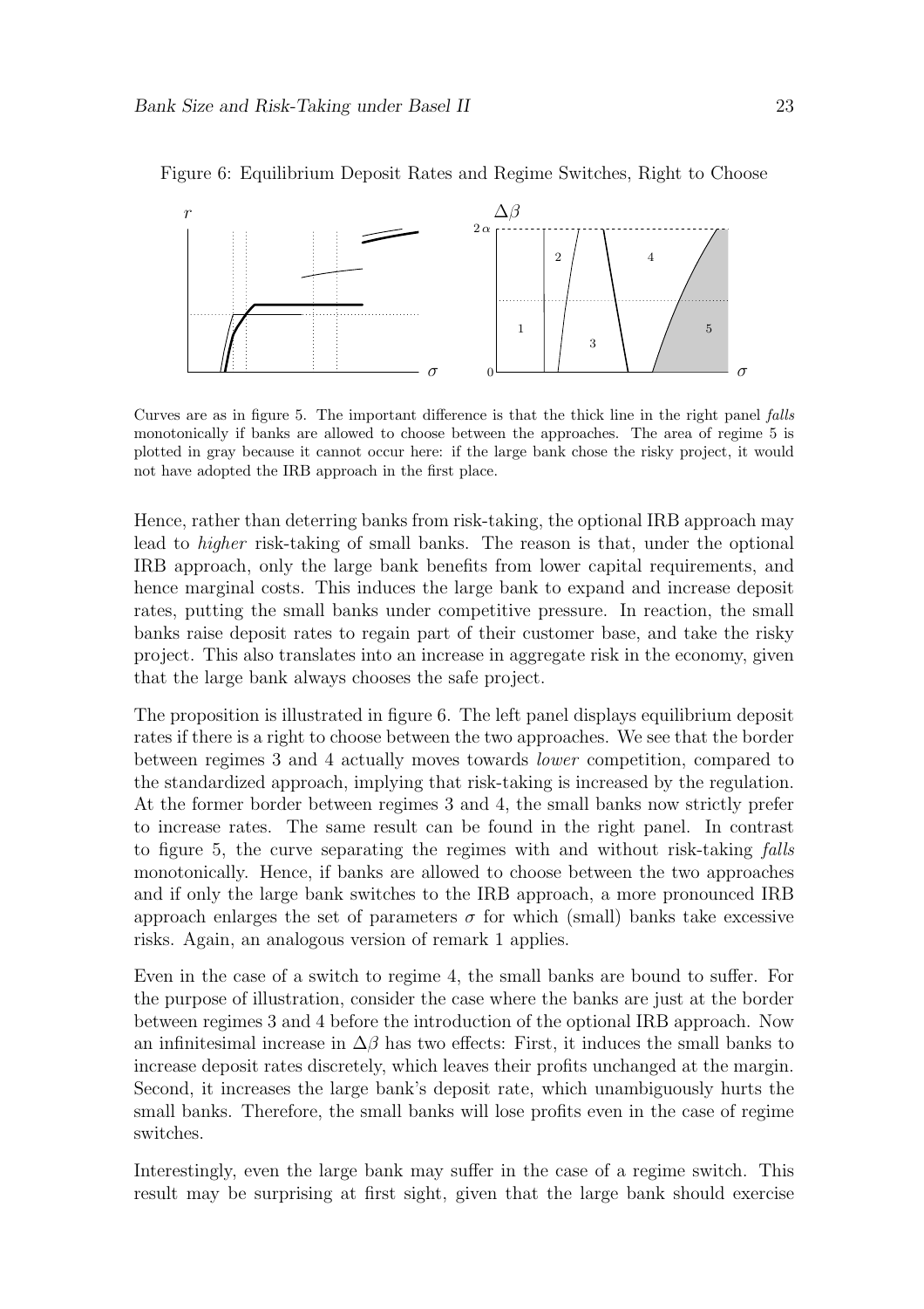Figure 6: Equilibrium Deposit Rates and Regime Switches, Right to Choose

Curves are as in figure 5. The important difference is that the thick line in the right panel *falls* monotonically if banks are allowed to choose between the approaches. The area of regime 5 is plotted in gray because it cannot occur here: if the large bank chose the risky project, it would not have adopted the IRB approach in the first place.

Hence, rather than deterring banks from risk-taking, the optional IRB approach may lead to *higher* risk-taking of small banks. The reason is that, under the optional IRB approach, only the large bank benefits from lower capital requirements, and hence marginal costs. This induces the large bank to expand and increase deposit rates, putting the small banks under competitive pressure. In reaction, the small banks raise deposit rates to regain part of their customer base, and take the risky project. This also translates into an increase in aggregate risk in the economy, given that the large bank always chooses the safe project.

The proposition is illustrated in figure 6. The left panel displays equilibrium deposit rates if there is a right to choose between the two approaches. We see that the border between regimes 3 and 4 actually moves towards *lower* competition, compared to the standardized approach, implying that risk-taking is increased by the regulation. At the former border between regimes 3 and 4, the small banks now strictly prefer to increase rates. The same result can be found in the right panel. In contrast to figure 5, the curve separating the regimes with and without risk-taking *falls* monotonically. Hence, if banks are allowed to choose between the two approaches and if only the large bank switches to the IRB approach, a more pronounced IRB approach enlarges the set of parameters $\sigma$ for which (small) banks take excessive risks. Again, an analogous version of remark 1 applies.

Even in the case of a switch to regime 4, the small banks are bound to suffer. For the purpose of illustration, consider the case where the banks are just at the border between regimes 3 and 4 before the introduction of the optional IRB approach. Now an infinitesimal increase in $\Delta\beta$ has two effects: First, it induces the small banks to increase deposit rates discretely, which leaves their profits unchanged at the margin. Second, it increases the large bank's deposit rate, which unambiguously hurts the small banks. Therefore, the small banks will lose profits even in the case of regime switches.

Interestingly, even the large bank may suffer in the case of a regime switch. This result may be surprising at first sight, given that the large bank should exercise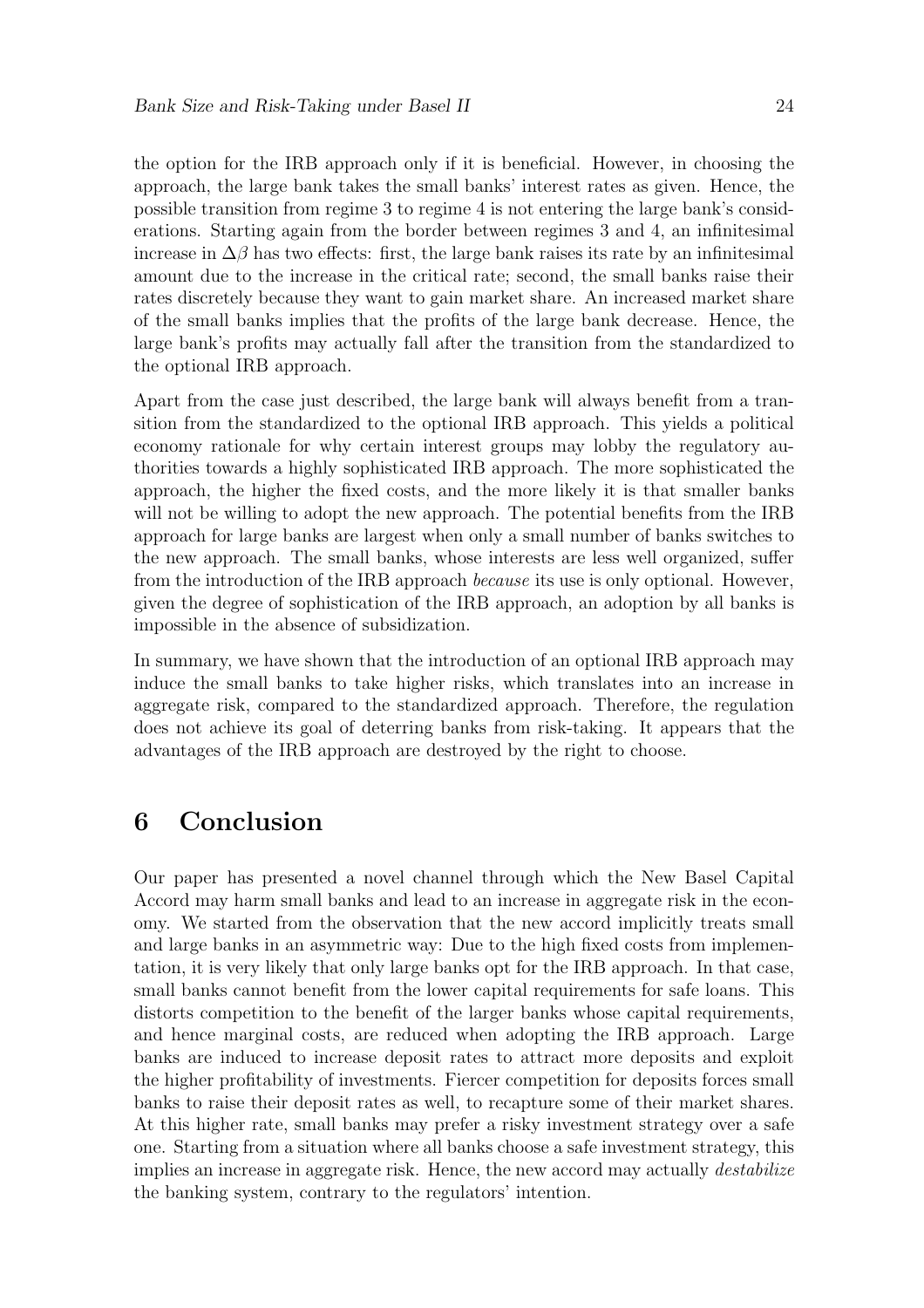the option for the IRB approach only if it is beneficial. However, in choosing the approach, the large bank takes the small banks' interest rates as given. Hence, the possible transition from regime 3 to regime 4 is not entering the large bank's considerations. Starting again from the border between regimes 3 and 4, an infinitesimal increase in $\Delta\beta$ has two effects: first, the large bank raises its rate by an infinitesimal amount due to the increase in the critical rate; second, the small banks raise their rates discretely because they want to gain market share. An increased market share of the small banks implies that the profits of the large bank decrease. Hence, the large bank's profits may actually fall after the transition from the standardized to the optional IRB approach.

Apart from the case just described, the large bank will always benefit from a transition from the standardized to the optional IRB approach. This yields a political economy rationale for why certain interest groups may lobby the regulatory authorities towards a highly sophisticated IRB approach. The more sophisticated the approach, the higher the fixed costs, and the more likely it is that smaller banks will not be willing to adopt the new approach. The potential benefits from the IRB approach for large banks are largest when only a small number of banks switches to the new approach. The small banks, whose interests are less well organized, suffer from the introduction of the IRB approach *because* its use is only optional. However, given the degree of sophistication of the IRB approach, an adoption by all banks is impossible in the absence of subsidization.

In summary, we have shown that the introduction of an optional IRB approach may induce the small banks to take higher risks, which translates into an increase in aggregate risk, compared to the standardized approach. Therefore, the regulation does not achieve its goal of deterring banks from risk-taking. It appears that the advantages of the IRB approach are destroyed by the right to choose.

# 6 Conclusion

Our paper has presented a novel channel through which the New Basel Capital Accord may harm small banks and lead to an increase in aggregate risk in the economy. We started from the observation that the new accord implicitly treats small and large banks in an asymmetric way: Due to the high fixed costs from implementation, it is very likely that only large banks opt for the IRB approach. In that case, small banks cannot benefit from the lower capital requirements for safe loans. This distorts competition to the benefit of the larger banks whose capital requirements, and hence marginal costs, are reduced when adopting the IRB approach. Large banks are induced to increase deposit rates to attract more deposits and exploit the higher profitability of investments. Fiercer competition for deposits forces small banks to raise their deposit rates as well, to recapture some of their market shares. At this higher rate, small banks may prefer a risky investment strategy over a safe one. Starting from a situation where all banks choose a safe investment strategy, this implies an increase in aggregate risk. Hence, the new accord may actually *destabilize* the banking system, contrary to the regulators' intention.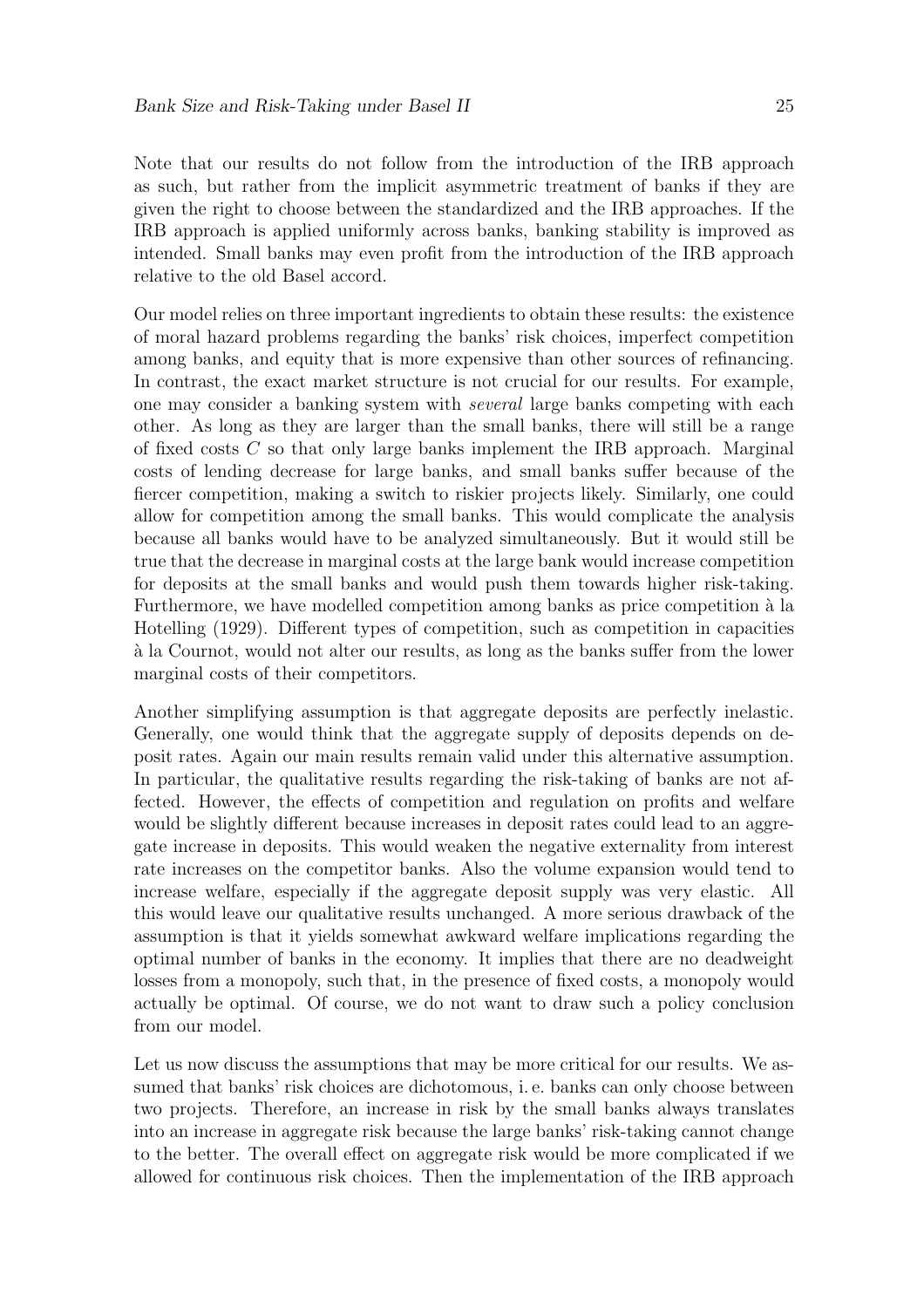Note that our results do not follow from the introduction of the IRB approach as such, but rather from the implicit asymmetric treatment of banks if they are given the right to choose between the standardized and the IRB approaches. If the IRB approach is applied uniformly across banks, banking stability is improved as intended. Small banks may even profit from the introduction of the IRB approach relative to the old Basel accord.

Our model relies on three important ingredients to obtain these results: the existence of moral hazard problems regarding the banks' risk choices, imperfect competition among banks, and equity that is more expensive than other sources of refinancing. In contrast, the exact market structure is not crucial for our results. For example, one may consider a banking system with *several* large banks competing with each other. As long as they are larger than the small banks, there will still be a range of fixed costs $C$ so that only large banks implement the IRB approach. Marginal costs of lending decrease for large banks, and small banks suffer because of the fiercer competition, making a switch to riskier projects likely. Similarly, one could allow for competition among the small banks. This would complicate the analysis because all banks would have to be analyzed simultaneously. But it would still be true that the decrease in marginal costs at the large bank would increase competition for deposits at the small banks and would push them towards higher risk-taking. Furthermore, we have modelled competition among banks as price competition à la Hotelling (1929). Different types of competition, such as competition in capacities à la Cournot, would not alter our results, as long as the banks suffer from the lower marginal costs of their competitors.

Another simplifying assumption is that aggregate deposits are perfectly inelastic. Generally, one would think that the aggregate supply of deposits depends on deposit rates. Again our main results remain valid under this alternative assumption. In particular, the qualitative results regarding the risk-taking of banks are not affected. However, the effects of competition and regulation on profits and welfare would be slightly different because increases in deposit rates could lead to an aggregate increase in deposits. This would weaken the negative externality from interest rate increases on the competitor banks. Also the volume expansion would tend to increase welfare, especially if the aggregate deposit supply was very elastic. All this would leave our qualitative results unchanged. A more serious drawback of the assumption is that it yields somewhat awkward welfare implications regarding the optimal number of banks in the economy. It implies that there are no deadweight losses from a monopoly, such that, in the presence of fixed costs, a monopoly would actually be optimal. Of course, we do not want to draw such a policy conclusion from our model.

Let us now discuss the assumptions that may be more critical for our results. We assumed that banks' risk choices are dichotomous, i. e. banks can only choose between two projects. Therefore, an increase in risk by the small banks always translates into an increase in aggregate risk because the large banks' risk-taking cannot change to the better. The overall effect on aggregate risk would be more complicated if we allowed for continuous risk choices. Then the implementation of the IRB approach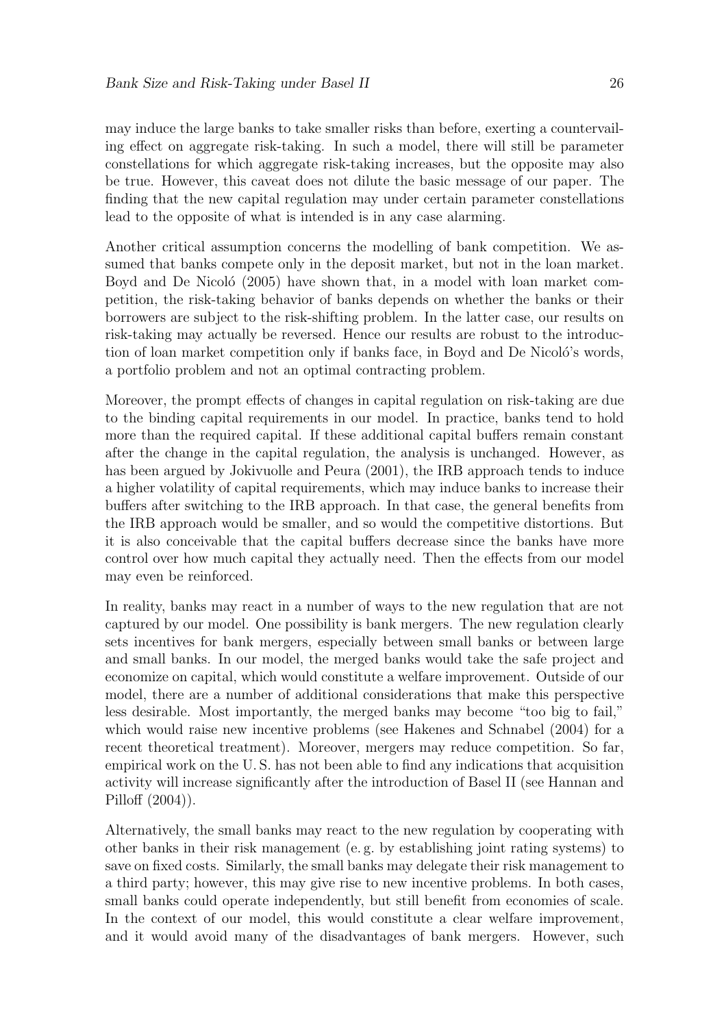may induce the large banks to take smaller risks than before, exerting a countervailing effect on aggregate risk-taking. In such a model, there will still be parameter constellations for which aggregate risk-taking increases, but the opposite may also be true. However, this caveat does not dilute the basic message of our paper. The finding that the new capital regulation may under certain parameter constellations lead to the opposite of what is intended is in any case alarming.

Another critical assumption concerns the modelling of bank competition. We assumed that banks compete only in the deposit market, but not in the loan market. Boyd and De Nicoló (2005) have shown that, in a model with loan market competition, the risk-taking behavior of banks depends on whether the banks or their borrowers are subject to the risk-shifting problem. In the latter case, our results on risk-taking may actually be reversed. Hence our results are robust to the introduction of loan market competition only if banks face, in Boyd and De Nicoló's words, a portfolio problem and not an optimal contracting problem.

Moreover, the prompt effects of changes in capital regulation on risk-taking are due to the binding capital requirements in our model. In practice, banks tend to hold more than the required capital. If these additional capital buffers remain constant after the change in the capital regulation, the analysis is unchanged. However, as has been argued by Jokivuolle and Peura (2001), the IRB approach tends to induce a higher volatility of capital requirements, which may induce banks to increase their buffers after switching to the IRB approach. In that case, the general benefits from the IRB approach would be smaller, and so would the competitive distortions. But it is also conceivable that the capital buffers decrease since the banks have more control over how much capital they actually need. Then the effects from our model may even be reinforced.

In reality, banks may react in a number of ways to the new regulation that are not captured by our model. One possibility is bank mergers. The new regulation clearly sets incentives for bank mergers, especially between small banks or between large and small banks. In our model, the merged banks would take the safe project and economize on capital, which would constitute a welfare improvement. Outside of our model, there are a number of additional considerations that make this perspective less desirable. Most importantly, the merged banks may become "too big to fail," which would raise new incentive problems (see Hakenes and Schnabel (2004) for a recent theoretical treatment). Moreover, mergers may reduce competition. So far, empirical work on the U. S. has not been able to find any indications that acquisition activity will increase significantly after the introduction of Basel II (see Hannan and Pilloff (2004)).

Alternatively, the small banks may react to the new regulation by cooperating with other banks in their risk management (e. g. by establishing joint rating systems) to save on fixed costs. Similarly, the small banks may delegate their risk management to a third party; however, this may give rise to new incentive problems. In both cases, small banks could operate independently, but still benefit from economies of scale. In the context of our model, this would constitute a clear welfare improvement, and it would avoid many of the disadvantages of bank mergers. However, such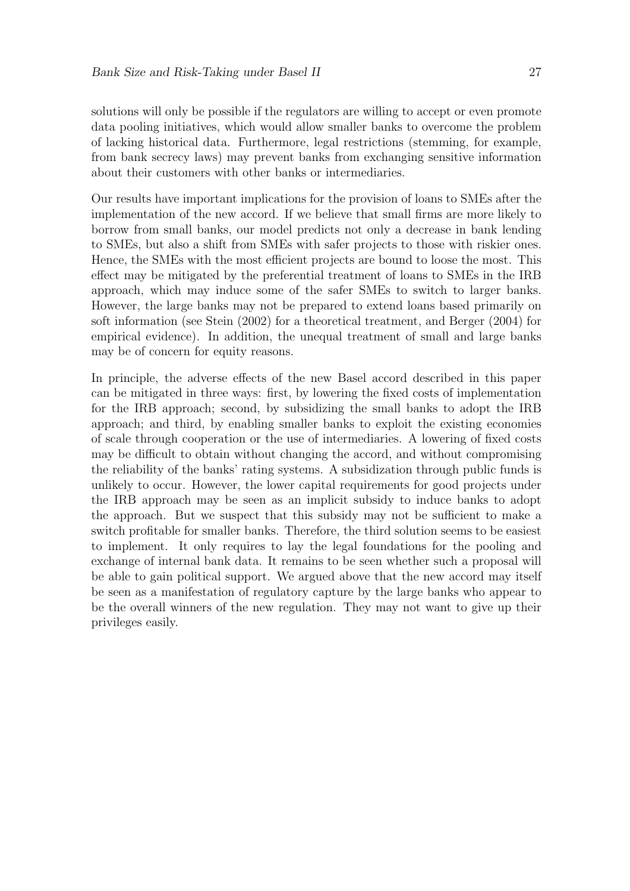solutions will only be possible if the regulators are willing to accept or even promote data pooling initiatives, which would allow smaller banks to overcome the problem of lacking historical data. Furthermore, legal restrictions (stemming, for example, from bank secrecy laws) may prevent banks from exchanging sensitive information about their customers with other banks or intermediaries.

Our results have important implications for the provision of loans to SMEs after the implementation of the new accord. If we believe that small firms are more likely to borrow from small banks, our model predicts not only a decrease in bank lending to SMEs, but also a shift from SMEs with safer projects to those with riskier ones. Hence, the SMEs with the most efficient projects are bound to loose the most. This effect may be mitigated by the preferential treatment of loans to SMEs in the IRB approach, which may induce some of the safer SMEs to switch to larger banks. However, the large banks may not be prepared to extend loans based primarily on soft information (see Stein (2002) for a theoretical treatment, and Berger (2004) for empirical evidence). In addition, the unequal treatment of small and large banks may be of concern for equity reasons.

In principle, the adverse effects of the new Basel accord described in this paper can be mitigated in three ways: first, by lowering the fixed costs of implementation for the IRB approach; second, by subsidizing the small banks to adopt the IRB approach; and third, by enabling smaller banks to exploit the existing economies of scale through cooperation or the use of intermediaries. A lowering of fixed costs may be difficult to obtain without changing the accord, and without compromising the reliability of the banks' rating systems. A subsidization through public funds is unlikely to occur. However, the lower capital requirements for good projects under the IRB approach may be seen as an implicit subsidy to induce banks to adopt the approach. But we suspect that this subsidy may not be sufficient to make a switch profitable for smaller banks. Therefore, the third solution seems to be easiest to implement. It only requires to lay the legal foundations for the pooling and exchange of internal bank data. It remains to be seen whether such a proposal will be able to gain political support. We argued above that the new accord may itself be seen as a manifestation of regulatory capture by the large banks who appear to be the overall winners of the new regulation. They may not want to give up their privileges easily.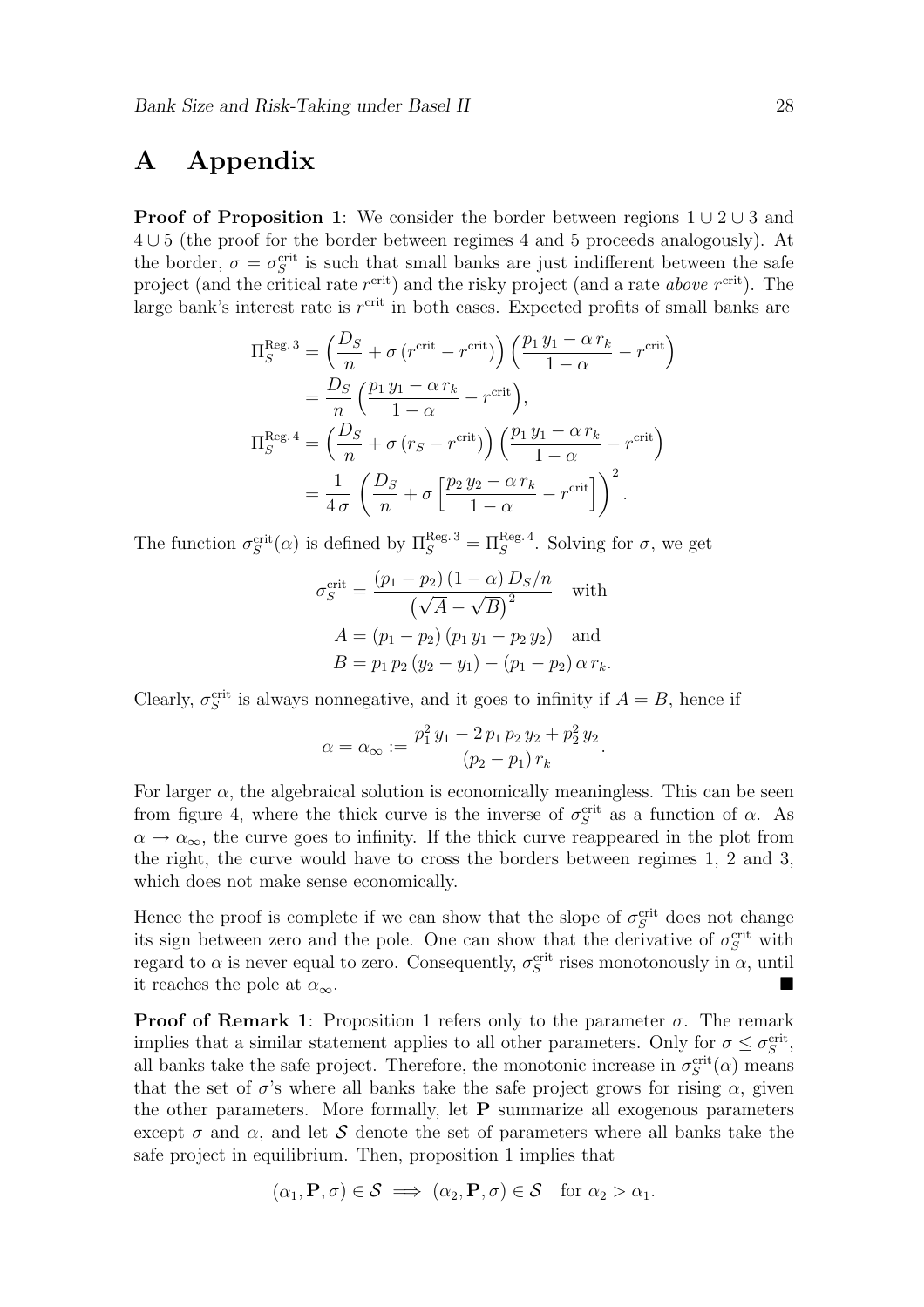# A Appendix

**Proof of Proposition 1**: We consider the border between regions $1 \cup 2 \cup 3$ and $4 \cup 5$ (the proof for the border between regimes 4 and 5 proceeds analogously). At the border, $\sigma = \sigma_S^{\text{crit}}$ is such that small banks are just indifferent between the safe project (and the critical rate $r^{\text{crit}}$) and the risky project (and a rate *above* $r^{\text{crit}}$). The large bank's interest rate is $r^{\text{crit}}$ in both cases. Expected profits of small banks are

$$
\begin{aligned}
\Pi_S^{\text{Reg. 3}} &= \Big(\frac{D_S}{n} + \sigma\,(r^{\text{crit}} - r^{\text{crit}})\Big)\Big(\frac{p_1\,y_1 - \alpha\,r_k}{1-\alpha} - r^{\text{crit}}\Big) \\
&= \frac{D_S}{n}\Big(\frac{p_1\,y_1 - \alpha\,r_k}{1-\alpha} - r^{\text{crit}}\Big), \\
\Pi_S^{\text{Reg. 4}} &= \Big(\frac{D_S}{n} + \sigma\,(r_S - r^{\text{crit}})\Big)\Big(\frac{p_1\,y_1 - \alpha\,r_k}{1-\alpha} - r^{\text{crit}}\Big) \\
&= \frac{1}{4\,\sigma}\,\Big(\frac{D_S}{n} + \sigma\Big[\frac{p_2\,y_2 - \alpha\,r_k}{1-\alpha} - r^{\text{crit}}\Big]\Big)^2.
\end{aligned}
$$

The function $\sigma_S^{\text{crit}}(\alpha)$ is defined by $\Pi_S^{\text{Reg. 3}} = \Pi_S^{\text{Reg. 4}}$. Solving for $\sigma$, we get

$$
\begin{aligned}
\sigma_S^{\text{crit}} &= \frac{(p_1 - p_2)\,(1-\alpha)\,D_S/n}{\big(\sqrt{A} - \sqrt{B}\big)^2} \quad \text{with} \\
A &= (p_1 - p_2)\,(p_1\,y_1 - p_2\,y_2) \quad \text{and} \\
B &= p_1\,p_2\,(y_2 - y_1) - (p_1 - p_2)\,\alpha\,r_k.
\end{aligned}
$$

Clearly, $\sigma_S^{\text{crit}}$ is always nonnegative, and it goes to infinity if $A = B$, hence if

$$
\alpha = \alpha_\infty := \frac{p_1^2\,y_1 - 2\,p_1\,p_2\,y_2 + p_2^2\,y_2}{(p_2 - p_1)\,r_k}.
$$

For larger $\alpha$, the algebraical solution is economically meaningless. This can be seen from figure 4, where the thick curve is the inverse of $\sigma_S^{\text{crit}}$ as a function of $\alpha$. As $\alpha \to \alpha_\infty$, the curve goes to infinity. If the thick curve reappeared in the plot from the right, the curve would have to cross the borders between regimes 1, 2 and 3, which does not make sense economically.

Hence the proof is complete if we can show that the slope of $\sigma_S^{\text{crit}}$ does not change its sign between zero and the pole. One can show that the derivative of $\sigma_S^{\text{crit}}$ with regard to $\alpha$ is never equal to zero. Consequently, $\sigma_S^{\text{crit}}$ rises monotonously in $\alpha$, until it reaches the pole at $\alpha_\infty$. ∎

**Proof of Remark 1**: Proposition 1 refers only to the parameter $\sigma$. The remark implies that a similar statement applies to all other parameters. Only for $\sigma \leq \sigma_S^{\text{crit}}$, all banks take the safe project. Therefore, the monotonic increase in $\sigma_S^{\text{crit}}(\alpha)$ means that the set of $\sigma$'s where all banks take the safe project grows for rising $\alpha$, given the other parameters. More formally, let $\mathbf{P}$ summarize all exogenous parameters except $\sigma$ and $\alpha$, and let $\mathcal{S}$ denote the set of parameters where all banks take the safe project in equilibrium. Then, proposition 1 implies that

$$
(\alpha_1, \mathbf{P}, \sigma) \in \mathcal{S} \implies (\alpha_2, \mathbf{P}, \sigma) \in \mathcal{S} \quad \text{for } \alpha_2 > \alpha_1.
$$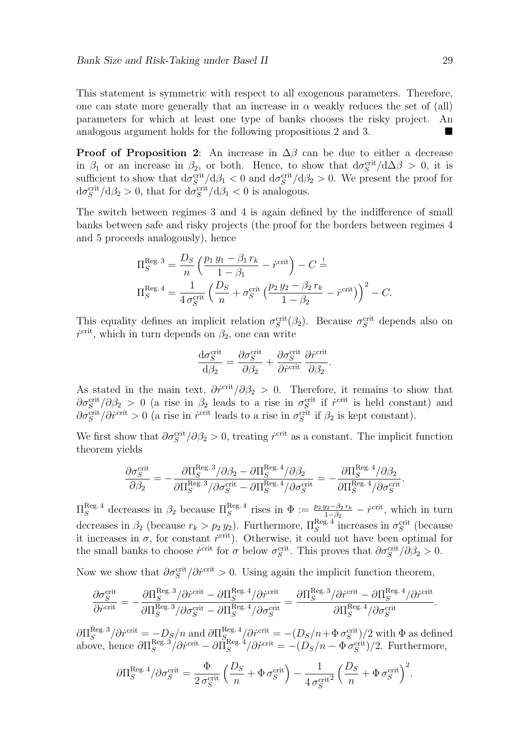This statement is symmetric with respect to all exogenous parameters. Therefore, one can state more generally that an increase in $\alpha$ weakly reduces the set of (all) parameters for which at least one type of banks chooses the risky project. An analogous argument holds for the following propositions 2 and 3. ■

**Proof of Proposition 2**: An increase in $\Delta\beta$ can be due to either a decrease in $\beta_1$ or an increase in $\beta_2$, or both. Hence, to show that $\mathrm{d}\sigma_S^{\mathrm{crit}}/\mathrm{d}\Delta\beta > 0$, it is sufficient to show that $\mathrm{d}\sigma_S^{\mathrm{crit}}/\mathrm{d}\beta_1 < 0$ and $\mathrm{d}\sigma_S^{\mathrm{crit}}/\mathrm{d}\beta_2 > 0$. We present the proof for $\mathrm{d}\sigma_S^{\mathrm{crit}}/\mathrm{d}\beta_2 > 0$, that for $\mathrm{d}\sigma_S^{\mathrm{crit}}/\mathrm{d}\beta_1 < 0$ is analogous.

The switch between regimes 3 and 4 is again defined by the indifference of small banks between safe and risky projects (the proof for the borders between regimes 4 and 5 proceeds analogously), hence

$$\Pi_S^{\mathrm{Reg.}\,3} = \frac{D_S}{n}\Big(\frac{p_1\,y_1 - \beta_1\,r_k}{1-\beta_1} - \dot{r}^{\mathrm{crit}}\Big) - C \stackrel{!}{=}$$
$$\Pi_S^{\mathrm{Reg.}\,4} = \frac{1}{4\,\sigma_S^{\mathrm{crit}}}\Big(\frac{D_S}{n} + \sigma_S^{\mathrm{crit}}\big(\frac{p_2\,y_2 - \beta_2\,r_k}{1-\beta_2} - \dot{r}^{\mathrm{crit}}\big)\Big)^2 - C.$$

This equality defines an implicit relation $\sigma_S^{\mathrm{crit}}(\beta_2)$. Because $\sigma_S^{\mathrm{crit}}$ depends also on $\dot{r}^{\mathrm{crit}}$, which in turn depends on $\beta_2$, one can write

$$\frac{\mathrm{d}\sigma_S^{\mathrm{crit}}}{\mathrm{d}\beta_2} = \frac{\partial\sigma_S^{\mathrm{crit}}}{\partial\beta_2} + \frac{\partial\sigma_S^{\mathrm{crit}}}{\partial\dot{r}^{\mathrm{crit}}}\,\frac{\partial\dot{r}^{\mathrm{crit}}}{\partial\beta_2}.$$

As stated in the main text, $\partial\dot{r}^{\mathrm{crit}}/\partial\beta_2 > 0$. Therefore, it remains to show that $\partial\sigma_S^{\mathrm{crit}}/\partial\beta_2 > 0$ (a rise in $\beta_2$ leads to a rise in $\sigma_S^{\mathrm{crit}}$ if $\dot{r}^{\mathrm{crit}}$ is held constant) and $\partial\sigma_S^{\mathrm{crit}}/\partial\dot{r}^{\mathrm{crit}} > 0$ (a rise in $\dot{r}^{\mathrm{crit}}$ leads to a rise in $\sigma_S^{\mathrm{crit}}$ if $\beta_2$ is kept constant).

We first show that $\partial\sigma_S^{\mathrm{crit}}/\partial\beta_2 > 0$, treating $\dot{r}^{\mathrm{crit}}$ as a constant. The implicit function theorem yields

$$\frac{\partial\sigma_S^{\mathrm{crit}}}{\partial\beta_2} = -\frac{\partial\Pi_S^{\mathrm{Reg.}\,3}/\partial\beta_2 - \partial\Pi_S^{\mathrm{Reg.}\,4}/\partial\beta_2}{\partial\Pi_S^{\mathrm{Reg.}\,3}/\partial\sigma_S^{\mathrm{crit}} - \partial\Pi_S^{\mathrm{Reg.}\,4}/\partial\sigma_S^{\mathrm{crit}}} = -\frac{\partial\Pi_S^{\mathrm{Reg.}\,4}/\partial\beta_2}{\partial\Pi_S^{\mathrm{Reg.}\,4}/\partial\sigma_S^{\mathrm{crit}}}.$$

$\Pi_S^{\mathrm{Reg.}\,4}$ decreases in $\beta_2$ because $\Pi_S^{\mathrm{Reg.}\,4}$ rises in $\Phi := \frac{p_2\,y_2 - \beta_2\,r_k}{1-\beta_2} - \dot{r}^{\mathrm{crit}}$, which in turn decreases in $\beta_2$ (because $r_k > p_2\,y_2$). Furthermore, $\Pi_S^{\mathrm{Reg.}\,4}$ increases in $\sigma_S^{\mathrm{crit}}$ (because it increases in $\sigma$, for constant $\dot{r}^{\mathrm{crit}}$). Otherwise, it could not have been optimal for the small banks to choose $\dot{r}^{\mathrm{crit}}$ for $\sigma$ below $\sigma_S^{\mathrm{crit}}$. This proves that $\partial\sigma_S^{\mathrm{crit}}/\partial\beta_2 > 0$.

Now we show that $\partial\sigma_S^{\mathrm{crit}}/\partial\dot{r}^{\mathrm{crit}} > 0$. Using again the implicit function theorem,

$$\frac{\partial\sigma_S^{\mathrm{crit}}}{\partial\dot{r}^{\mathrm{crit}}} = -\frac{\partial\Pi_S^{\mathrm{Reg.}\,3}/\partial\dot{r}^{\mathrm{crit}} - \partial\Pi_S^{\mathrm{Reg.}\,4}/\partial\dot{r}^{\mathrm{crit}}}{\partial\Pi_S^{\mathrm{Reg.}\,3}/\partial\sigma_S^{\mathrm{crit}} - \partial\Pi_S^{\mathrm{Reg.}\,4}/\partial\sigma_S^{\mathrm{crit}}} = \frac{\partial\Pi_S^{\mathrm{Reg.}\,3}/\partial\dot{r}^{\mathrm{crit}} - \partial\Pi_S^{\mathrm{Reg.}\,4}/\partial\dot{r}^{\mathrm{crit}}}{\partial\Pi_S^{\mathrm{Reg.}\,4}/\partial\sigma_S^{\mathrm{crit}}}.$$

$\partial\Pi_S^{\mathrm{Reg.}\,3}/\partial\dot{r}^{\mathrm{crit}} = -D_S/n$ and $\partial\Pi_S^{\mathrm{Reg.}\,4}/\partial\dot{r}^{\mathrm{crit}} = -(D_S/n + \Phi\,\sigma_S^{\mathrm{crit}})/2$ with $\Phi$ as defined above, hence $\partial\Pi_S^{\mathrm{Reg.}\,3}/\partial\dot{r}^{\mathrm{crit}} - \partial\Pi_S^{\mathrm{Reg.}\,4}/\partial\dot{r}^{\mathrm{crit}} = -(D_S/n - \Phi\,\sigma_S^{\mathrm{crit}})/2$. Furthermore,

$$\partial\Pi_S^{\mathrm{Reg.}\,4}/\partial\sigma_S^{\mathrm{crit}} = \frac{\Phi}{2\,\sigma_S^{\mathrm{crit}}}\Big(\frac{D_S}{n} + \Phi\,\sigma_S^{\mathrm{crit}}\Big) - \frac{1}{4\,{\sigma_S^{\mathrm{crit}}}^2}\Big(\frac{D_S}{n} + \Phi\,\sigma_S^{\mathrm{crit}}\Big)^2.$$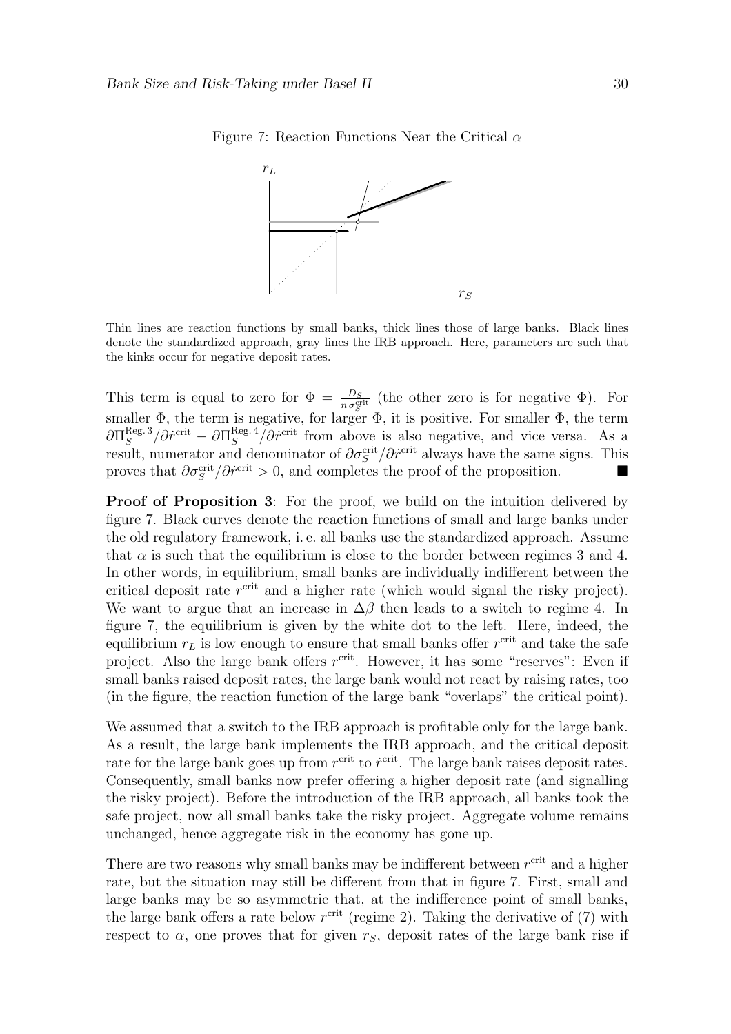Figure 7: Reaction Functions Near the Critical $\alpha$

Thin lines are reaction functions by small banks, thick lines those of large banks. Black lines denote the standardized approach, gray lines the IRB approach. Here, parameters are such that the kinks occur for negative deposit rates.

This term is equal to zero for $\Phi = \frac{D_S}{n\,\sigma_S^{\text{crit}}}$ (the other zero is for negative $\Phi$). For smaller $\Phi$, the term is negative, for larger $\Phi$, it is positive. For smaller $\Phi$, the term $\partial\Pi_S^{\text{Reg. 3}}/\partial\dot{r}^{\text{crit}} - \partial\Pi_S^{\text{Reg. 4}}/\partial\dot{r}^{\text{crit}}$ from above is also negative, and vice versa. As a result, numerator and denominator of $\partial\sigma_S^{\text{crit}}/\partial\dot{r}^{\text{crit}}$ always have the same signs. This proves that $\partial\sigma_S^{\text{crit}}/\partial\dot{r}^{\text{crit}} > 0$, and completes the proof of the proposition. ■

**Proof of Proposition 3**: For the proof, we build on the intuition delivered by figure 7. Black curves denote the reaction functions of small and large banks under the old regulatory framework, i. e. all banks use the standardized approach. Assume that $\alpha$ is such that the equilibrium is close to the border between regimes 3 and 4. In other words, in equilibrium, small banks are individually indifferent between the critical deposit rate $r^{\text{crit}}$ and a higher rate (which would signal the risky project). We want to argue that an increase in $\Delta\beta$ then leads to a switch to regime 4. In figure 7, the equilibrium is given by the white dot to the left. Here, indeed, the equilibrium $r_L$ is low enough to ensure that small banks offer $r^{\text{crit}}$ and take the safe project. Also the large bank offers $r^{\text{crit}}$. However, it has some "reserves": Even if small banks raised deposit rates, the large bank would not react by raising rates, too (in the figure, the reaction function of the large bank "overlaps" the critical point).

We assumed that a switch to the IRB approach is profitable only for the large bank. As a result, the large bank implements the IRB approach, and the critical deposit rate for the large bank goes up from $r^{\text{crit}}$ to $\dot{r}^{\text{crit}}$. The large bank raises deposit rates. Consequently, small banks now prefer offering a higher deposit rate (and signalling the risky project). Before the introduction of the IRB approach, all banks took the safe project, now all small banks take the risky project. Aggregate volume remains unchanged, hence aggregate risk in the economy has gone up.

There are two reasons why small banks may be indifferent between $r^{\text{crit}}$ and a higher rate, but the situation may still be different from that in figure 7. First, small and large banks may be so asymmetric that, at the indifference point of small banks, the large bank offers a rate below $r^{\text{crit}}$ (regime 2). Taking the derivative of (7) with respect to $\alpha$, one proves that for given $r_S$, deposit rates of the large bank rise if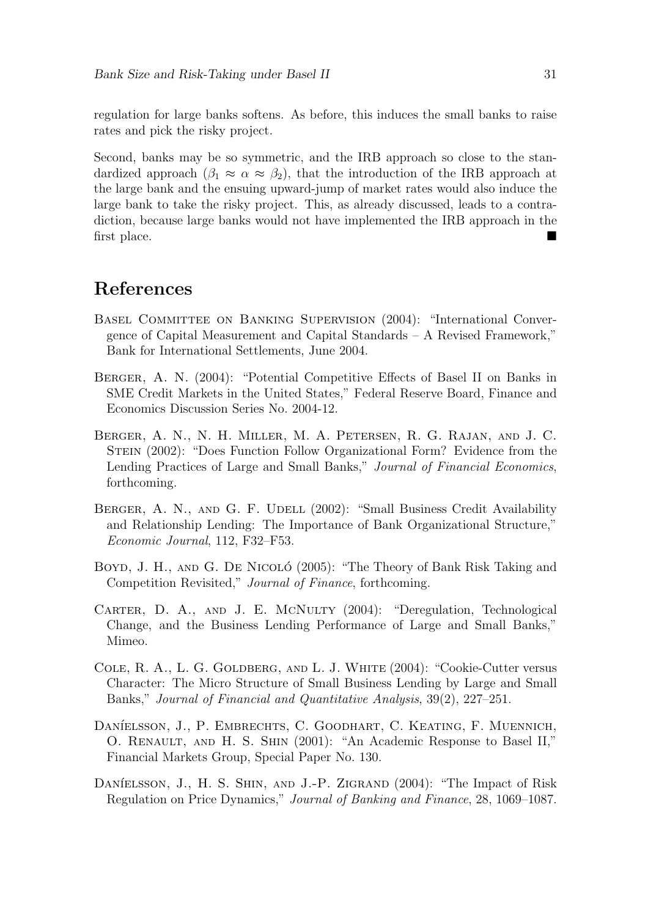regulation for large banks softens. As before, this induces the small banks to raise rates and pick the risky project.

Second, banks may be so symmetric, and the IRB approach so close to the standardized approach ($\beta_1 \approx \alpha \approx \beta_2$), that the introduction of the IRB approach at the large bank and the ensuing upward-jump of market rates would also induce the large bank to take the risky project. This, as already discussed, leads to a contradiction, because large banks would not have implemented the IRB approach in the first place. ■

# References

Basel Committee on Banking Supervision (2004): "International Convergence of Capital Measurement and Capital Standards – A Revised Framework," Bank for International Settlements, June 2004.

Berger, A. N. (2004): "Potential Competitive Effects of Basel II on Banks in SME Credit Markets in the United States," Federal Reserve Board, Finance and Economics Discussion Series No. 2004-12.

Berger, A. N., N. H. Miller, M. A. Petersen, R. G. Rajan, and J. C. Stein (2002): "Does Function Follow Organizational Form? Evidence from the Lending Practices of Large and Small Banks," *Journal of Financial Economics*, forthcoming.

Berger, A. N., and G. F. Udell (2002): "Small Business Credit Availability and Relationship Lending: The Importance of Bank Organizational Structure," *Economic Journal*, 112, F32–F53.

Boyd, J. H., and G. De Nicoló (2005): "The Theory of Bank Risk Taking and Competition Revisited," *Journal of Finance*, forthcoming.

Carter, D. A., and J. E. McNulty (2004): "Deregulation, Technological Change, and the Business Lending Performance of Large and Small Banks," Mimeo.

Cole, R. A., L. G. Goldberg, and L. J. White (2004): "Cookie-Cutter versus Character: The Micro Structure of Small Business Lending by Large and Small Banks," *Journal of Financial and Quantitative Analysis*, 39(2), 227–251.

Daníelsson, J., P. Embrechts, C. Goodhart, C. Keating, F. Muennich, O. Renault, and H. S. Shin (2001): "An Academic Response to Basel II," Financial Markets Group, Special Paper No. 130.

Daníelsson, J., H. S. Shin, and J.-P. Zigrand (2004): "The Impact of Risk Regulation on Price Dynamics," *Journal of Banking and Finance*, 28, 1069–1087.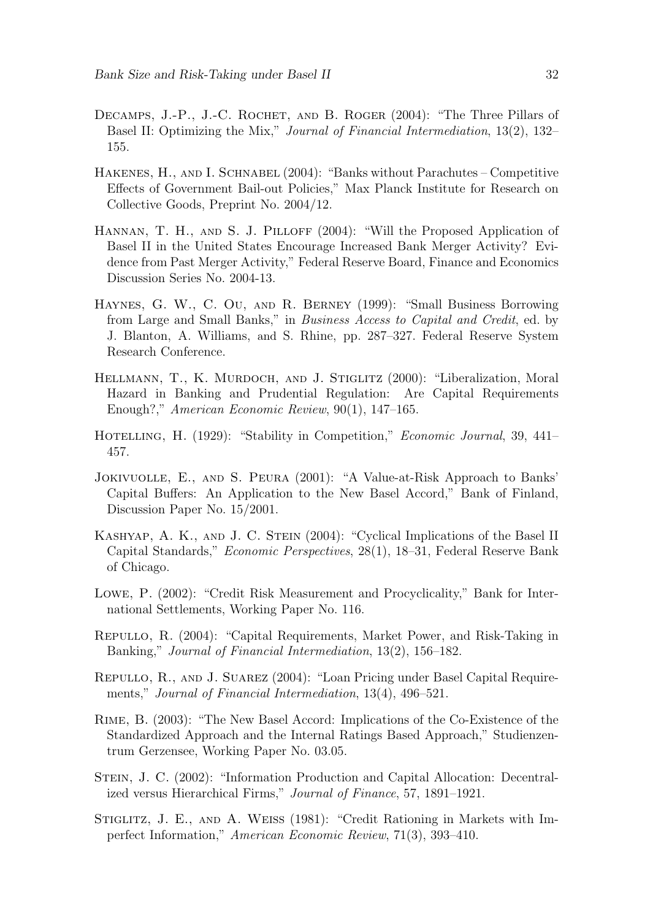Decamps, J.-P., J.-C. Rochet, and B. Roger (2004): "The Three Pillars of Basel II: Optimizing the Mix," *Journal of Financial Intermediation*, 13(2), 132–155.

Hakenes, H., and I. Schnabel (2004): "Banks without Parachutes – Competitive Effects of Government Bail-out Policies," Max Planck Institute for Research on Collective Goods, Preprint No. 2004/12.

Hannan, T. H., and S. J. Pilloff (2004): "Will the Proposed Application of Basel II in the United States Encourage Increased Bank Merger Activity? Evidence from Past Merger Activity," Federal Reserve Board, Finance and Economics Discussion Series No. 2004-13.

Haynes, G. W., C. Ou, and R. Berney (1999): "Small Business Borrowing from Large and Small Banks," in *Business Access to Capital and Credit*, ed. by J. Blanton, A. Williams, and S. Rhine, pp. 287–327. Federal Reserve System Research Conference.

Hellmann, T., K. Murdoch, and J. Stiglitz (2000): "Liberalization, Moral Hazard in Banking and Prudential Regulation: Are Capital Requirements Enough?," *American Economic Review*, 90(1), 147–165.

Hotelling, H. (1929): "Stability in Competition," *Economic Journal*, 39, 441–457.

Jokivuolle, E., and S. Peura (2001): "A Value-at-Risk Approach to Banks' Capital Buffers: An Application to the New Basel Accord," Bank of Finland, Discussion Paper No. 15/2001.

Kashyap, A. K., and J. C. Stein (2004): "Cyclical Implications of the Basel II Capital Standards," *Economic Perspectives*, 28(1), 18–31, Federal Reserve Bank of Chicago.

Lowe, P. (2002): "Credit Risk Measurement and Procyclicality," Bank for International Settlements, Working Paper No. 116.

Repullo, R. (2004): "Capital Requirements, Market Power, and Risk-Taking in Banking," *Journal of Financial Intermediation*, 13(2), 156–182.

Repullo, R., and J. Suarez (2004): "Loan Pricing under Basel Capital Requirements," *Journal of Financial Intermediation*, 13(4), 496–521.

Rime, B. (2003): "The New Basel Accord: Implications of the Co-Existence of the Standardized Approach and the Internal Ratings Based Approach," Studienzentrum Gerzensee, Working Paper No. 03.05.

Stein, J. C. (2002): "Information Production and Capital Allocation: Decentralized versus Hierarchical Firms," *Journal of Finance*, 57, 1891–1921.

Stiglitz, J. E., and A. Weiss (1981): "Credit Rationing in Markets with Imperfect Information," *American Economic Review*, 71(3), 393–410.